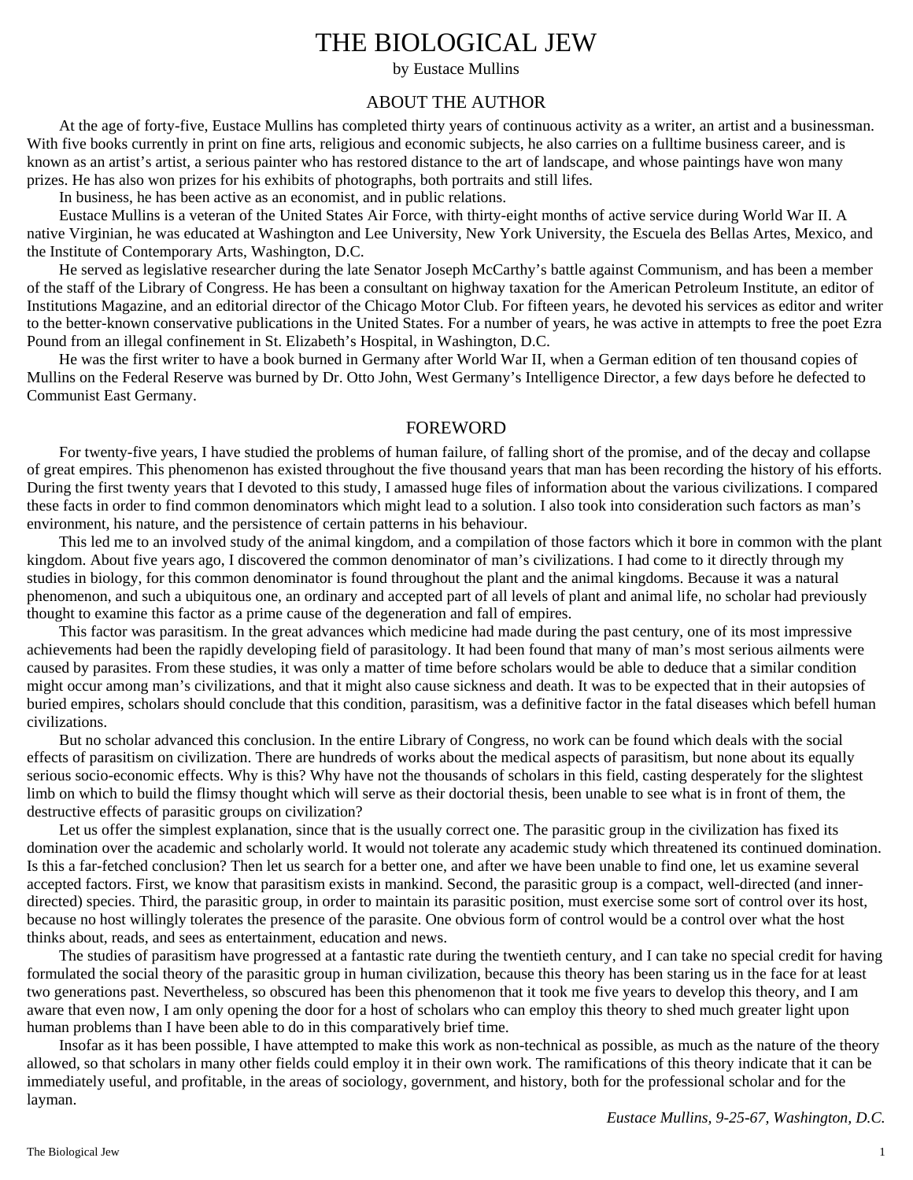# THE BIOLOGICAL JEW

by Eustace Mullins

## ABOUT THE AUTHOR

At the age of forty-five, Eustace Mullins has completed thirty years of continuous activity as a writer, an artist and a businessman. With five books currently in print on fine arts, religious and economic subjects, he also carries on a fulltime business career, and is known as an artist's artist, a serious painter who has restored distance to the art of landscape, and whose paintings have won many prizes. He has also won prizes for his exhibits of photographs, both portraits and still lifes.

In business, he has been active as an economist, and in public relations.

Eustace Mullins is a veteran of the United States Air Force, with thirty-eight months of active service during World War II. A native Virginian, he was educated at Washington and Lee University, New York University, the Escuela des Bellas Artes, Mexico, and the Institute of Contemporary Arts, Washington, D.C.

He served as legislative researcher during the late Senator Joseph McCarthy's battle against Communism, and has been a member of the staff of the Library of Congress. He has been a consultant on highway taxation for the American Petroleum Institute, an editor of Institutions Magazine, and an editorial director of the Chicago Motor Club. For fifteen years, he devoted his services as editor and writer to the better-known conservative publications in the United States. For a number of years, he was active in attempts to free the poet Ezra Pound from an illegal confinement in St. Elizabeth's Hospital, in Washington, D.C.

He was the first writer to have a book burned in Germany after World War II, when a German edition of ten thousand copies of Mullins on the Federal Reserve was burned by Dr. Otto John, West Germany's Intelligence Director, a few days before he defected to Communist East Germany.

## FOREWORD

For twenty-five years, I have studied the problems of human failure, of falling short of the promise, and of the decay and collapse of great empires. This phenomenon has existed throughout the five thousand years that man has been recording the history of his efforts. During the first twenty years that I devoted to this study, I amassed huge files of information about the various civilizations. I compared these facts in order to find common denominators which might lead to a solution. I also took into consideration such factors as man's environment, his nature, and the persistence of certain patterns in his behaviour.

This led me to an involved study of the animal kingdom, and a compilation of those factors which it bore in common with the plant kingdom. About five years ago, I discovered the common denominator of man's civilizations. I had come to it directly through my studies in biology, for this common denominator is found throughout the plant and the animal kingdoms. Because it was a natural phenomenon, and such a ubiquitous one, an ordinary and accepted part of all levels of plant and animal life, no scholar had previously thought to examine this factor as a prime cause of the degeneration and fall of empires.

This factor was parasitism. In the great advances which medicine had made during the past century, one of its most impressive achievements had been the rapidly developing field of parasitology. It had been found that many of man's most serious ailments were caused by parasites. From these studies, it was only a matter of time before scholars would be able to deduce that a similar condition might occur among man's civilizations, and that it might also cause sickness and death. It was to be expected that in their autopsies of buried empires, scholars should conclude that this condition, parasitism, was a definitive factor in the fatal diseases which befell human civilizations.

But no scholar advanced this conclusion. In the entire Library of Congress, no work can be found which deals with the social effects of parasitism on civilization. There are hundreds of works about the medical aspects of parasitism, but none about its equally serious socio-economic effects. Why is this? Why have not the thousands of scholars in this field, casting desperately for the slightest limb on which to build the flimsy thought which will serve as their doctorial thesis, been unable to see what is in front of them, the destructive effects of parasitic groups on civilization?

Let us offer the simplest explanation, since that is the usually correct one. The parasitic group in the civilization has fixed its domination over the academic and scholarly world. It would not tolerate any academic study which threatened its continued domination. Is this a far-fetched conclusion? Then let us search for a better one, and after we have been unable to find one, let us examine several accepted factors. First, we know that parasitism exists in mankind. Second, the parasitic group is a compact, well-directed (and inner-directed) species. Third, the parasitic group, in order to maintain its parasitic position, must exercise some sort of control over its host, because no host willingly tolerates the presence of the parasite. One obvious form of control would be a control over what the host thinks about, reads, and sees as entertainment, education and news.

The studies of parasitism have progressed at a fantastic rate during the twentieth century, and I can take no special credit for having formulated the social theory of the parasitic group in human civilization, because this theory has been staring us in the face for at least two generations past. Nevertheless, so obscured has been this phenomenon that it took me five years to develop this theory, and I am aware that even now, I am only opening the door for a host of scholars who can employ this theory to shed much greater light upon human problems than I have been able to do in this comparatively brief time.

Insofar as it has been possible, I have attempted to make this work as non-technical as possible, as much as the nature of the theory allowed, so that scholars in many other fields could employ it in their own work. The ramifications of this theory indicate that it can be immediately useful, and profitable, in the areas of sociology, government, and history, both for the professional scholar and for the layman.

*Eustace Mullins, 9-25-67, Washington, D.C.*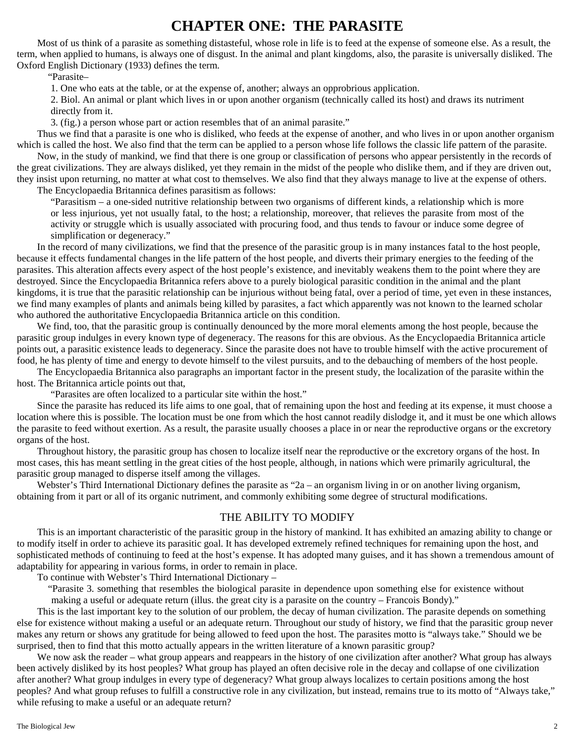# CHAPTER ONE: THE PARASITE

Most of us think of a parasite as something distasteful, whose role in life is to feed at the expense of someone else. As a result, the term, when applied to humans, is always one of disgust. In the animal and plant kingdoms, also, the parasite is universally disliked. The Oxford English Dictionary (1933) defines the term.

"Parasite–

1. One who eats at the table, or at the expense of, another; always an opprobrious application.
2. Biol. An animal or plant which lives in or upon another organism (technically called its host) and draws its nutriment directly from it.
3. (fig.) a person whose part or action resembles that of an animal parasite."

Thus we find that a parasite is one who is disliked, who feeds at the expense of another, and who lives in or upon another organism which is called the host. We also find that the term can be applied to a person whose life follows the classic life pattern of the parasite.

Now, in the study of mankind, we find that there is one group or classification of persons who appear persistently in the records of the great civilizations. They are always disliked, yet they remain in the midst of the people who dislike them, and if they are driven out, they insist upon returning, no matter at what cost to themselves. We also find that they always manage to live at the expense of others.

The Encyclopaedia Britannica defines parasitism as follows:

"Parasitism – a one-sided nutritive relationship between two organisms of different kinds, a relationship which is more or less injurious, yet not usually fatal, to the host; a relationship, moreover, that relieves the parasite from most of the activity or struggle which is usually associated with procuring food, and thus tends to favour or induce some degree of simplification or degeneracy."

In the record of many civilizations, we find that the presence of the parasitic group is in many instances fatal to the host people, because it effects fundamental changes in the life pattern of the host people, and diverts their primary energies to the feeding of the parasites. This alteration affects every aspect of the host people's existence, and inevitably weakens them to the point where they are destroyed. Since the Encyclopaedia Britannica refers above to a purely biological parasitic condition in the animal and the plant kingdoms, it is true that the parasitic relationship can be injurious without being fatal, over a period of time, yet even in these instances, we find many examples of plants and animals being killed by parasites, a fact which apparently was not known to the learned scholar who authored the authoritative Encyclopaedia Britannica article on this condition.

We find, too, that the parasitic group is continually denounced by the more moral elements among the host people, because the parasitic group indulges in every known type of degeneracy. The reasons for this are obvious. As the Encyclopaedia Britannica article points out, a parasitic existence leads to degeneracy. Since the parasite does not have to trouble himself with the active procurement of food, he has plenty of time and energy to devote himself to the vilest pursuits, and to the debauching of members of the host people.

The Encyclopaedia Britannica also paragraphs an important factor in the present study, the localization of the parasite within the host. The Britannica article points out that,

"Parasites are often localized to a particular site within the host."

Since the parasite has reduced its life aims to one goal, that of remaining upon the host and feeding at its expense, it must choose a location where this is possible. The location must be one from which the host cannot readily dislodge it, and it must be one which allows the parasite to feed without exertion. As a result, the parasite usually chooses a place in or near the reproductive organs or the excretory organs of the host.

Throughout history, the parasitic group has chosen to localize itself near the reproductive or the excretory organs of the host. In most cases, this has meant settling in the great cities of the host people, although, in nations which were primarily agricultural, the parasitic group managed to disperse itself among the villages.

Webster's Third International Dictionary defines the parasite as "2a – an organism living in or on another living organism, obtaining from it part or all of its organic nutriment, and commonly exhibiting some degree of structural modifications.

## THE ABILITY TO MODIFY

This is an important characteristic of the parasitic group in the history of mankind. It has exhibited an amazing ability to change or to modify itself in order to achieve its parasitic goal. It has developed extremely refined techniques for remaining upon the host, and sophisticated methods of continuing to feed at the host's expense. It has adopted many guises, and it has shown a tremendous amount of adaptability for appearing in various forms, in order to remain in place.

To continue with Webster's Third International Dictionary –

"Parasite 3. something that resembles the biological parasite in dependence upon something else for existence without making a useful or adequate return (illus. the great city is a parasite on the country – Francois Bondy)."

This is the last important key to the solution of our problem, the decay of human civilization. The parasite depends on something else for existence without making a useful or an adequate return. Throughout our study of history, we find that the parasitic group never makes any return or shows any gratitude for being allowed to feed upon the host. The parasites motto is "always take." Should we be surprised, then to find that this motto actually appears in the written literature of a known parasitic group?

We now ask the reader – what group appears and reappears in the history of one civilization after another? What group has always been actively disliked by its host peoples? What group has played an often decisive role in the decay and collapse of one civilization after another? What group indulges in every type of degeneracy? What group always localizes to certain positions among the host peoples? And what group refuses to fulfill a constructive role in any civilization, but instead, remains true to its motto of "Always take," while refusing to make a useful or an adequate return?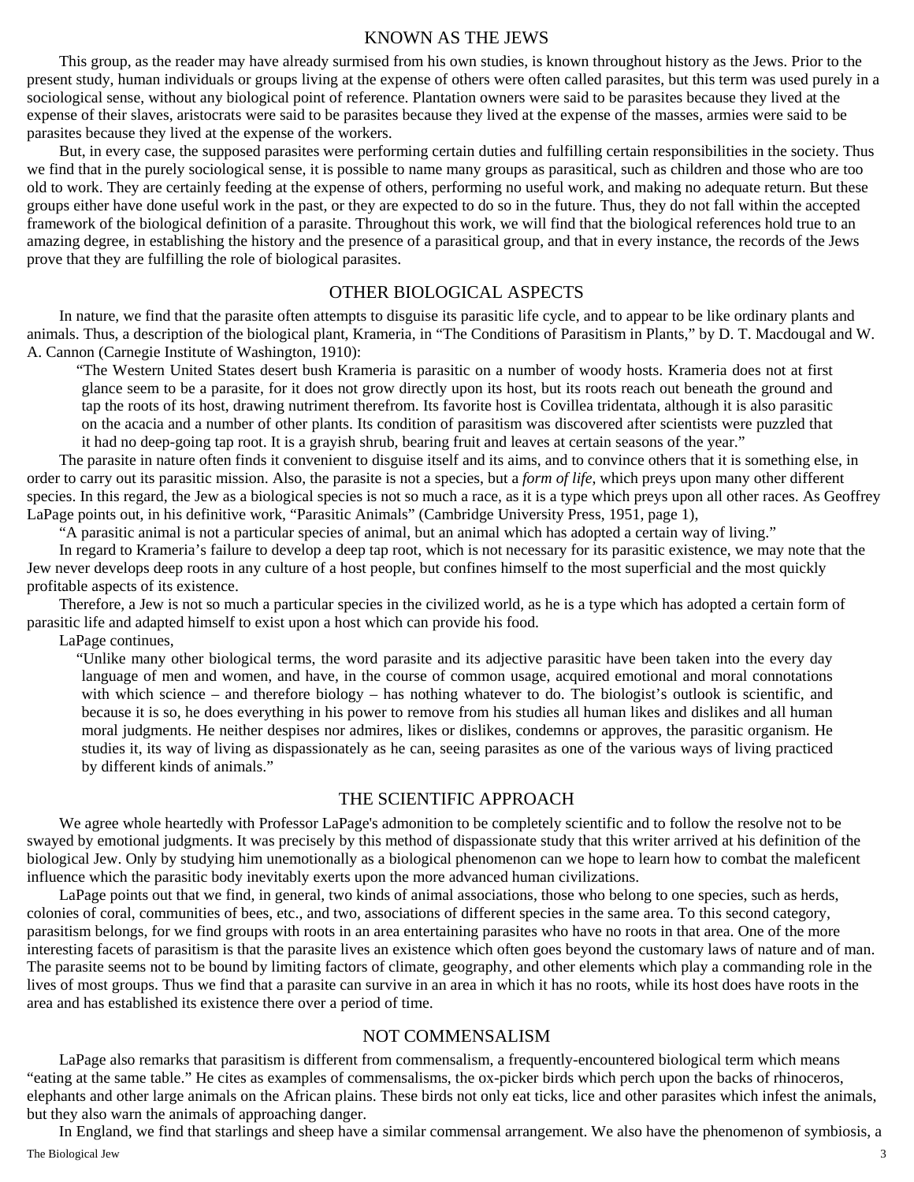## KNOWN AS THE JEWS

This group, as the reader may have already surmised from his own studies, is known throughout history as the Jews. Prior to the present study, human individuals or groups living at the expense of others were often called parasites, but this term was used purely in a sociological sense, without any biological point of reference. Plantation owners were said to be parasites because they lived at the expense of their slaves, aristocrats were said to be parasites because they lived at the expense of the masses, armies were said to be parasites because they lived at the expense of the workers.

But, in every case, the supposed parasites were performing certain duties and fulfilling certain responsibilities in the society. Thus we find that in the purely sociological sense, it is possible to name many groups as parasitical, such as children and those who are too old to work. They are certainly feeding at the expense of others, performing no useful work, and making no adequate return. But these groups either have done useful work in the past, or they are expected to do so in the future. Thus, they do not fall within the accepted framework of the biological definition of a parasite. Throughout this work, we will find that the biological references hold true to an amazing degree, in establishing the history and the presence of a parasitical group, and that in every instance, the records of the Jews prove that they are fulfilling the role of biological parasites.

## OTHER BIOLOGICAL ASPECTS

In nature, we find that the parasite often attempts to disguise its parasitic life cycle, and to appear to be like ordinary plants and animals. Thus, a description of the biological plant, Krameria, in "The Conditions of Parasitism in Plants," by D. T. Macdougal and W. A. Cannon (Carnegie Institute of Washington, 1910):

> "The Western United States desert bush Krameria is parasitic on a number of woody hosts. Krameria does not at first glance seem to be a parasite, for it does not grow directly upon its host, but its roots reach out beneath the ground and tap the roots of its host, drawing nutriment therefrom. Its favorite host is Covillea tridentata, although it is also parasitic on the acacia and a number of other plants. Its condition of parasitism was discovered after scientists were puzzled that it had no deep-going tap root. It is a grayish shrub, bearing fruit and leaves at certain seasons of the year."

The parasite in nature often finds it convenient to disguise itself and its aims, and to convince others that it is something else, in order to carry out its parasitic mission. Also, the parasite is not a species, but a *form of life*, which preys upon many other different species. In this regard, the Jew as a biological species is not so much a race, as it is a type which preys upon all other races. As Geoffrey LaPage points out, in his definitive work, "Parasitic Animals" (Cambridge University Press, 1951, page 1),

"A parasitic animal is not a particular species of animal, but an animal which has adopted a certain way of living."

In regard to Krameria's failure to develop a deep tap root, which is not necessary for its parasitic existence, we may note that the Jew never develops deep roots in any culture of a host people, but confines himself to the most superficial and the most quickly profitable aspects of its existence.

Therefore, a Jew is not so much a particular species in the civilized world, as he is a type which has adopted a certain form of parasitic life and adapted himself to exist upon a host which can provide his food.

LaPage continues,

> "Unlike many other biological terms, the word parasite and its adjective parasitic have been taken into the every day language of men and women, and have, in the course of common usage, acquired emotional and moral connotations with which science – and therefore biology – has nothing whatever to do. The biologist's outlook is scientific, and because it is so, he does everything in his power to remove from his studies all human likes and dislikes and all human moral judgments. He neither despises nor admires, likes or dislikes, condemns or approves, the parasitic organism. He studies it, its way of living as dispassionately as he can, seeing parasites as one of the various ways of living practiced by different kinds of animals."

## THE SCIENTIFIC APPROACH

We agree whole heartedly with Professor LaPage's admonition to be completely scientific and to follow the resolve not to be swayed by emotional judgments. It was precisely by this method of dispassionate study that this writer arrived at his definition of the biological Jew. Only by studying him unemotionally as a biological phenomenon can we hope to learn how to combat the maleficent influence which the parasitic body inevitably exerts upon the more advanced human civilizations.

LaPage points out that we find, in general, two kinds of animal associations, those who belong to one species, such as herds, colonies of coral, communities of bees, etc., and two, associations of different species in the same area. To this second category, parasitism belongs, for we find groups with roots in an area entertaining parasites who have no roots in that area. One of the more interesting facets of parasitism is that the parasite lives an existence which often goes beyond the customary laws of nature and of man. The parasite seems not to be bound by limiting factors of climate, geography, and other elements which play a commanding role in the lives of most groups. Thus we find that a parasite can survive in an area in which it has no roots, while its host does have roots in the area and has established its existence there over a period of time.

## NOT COMMENSALISM

LaPage also remarks that parasitism is different from commensalism, a frequently-encountered biological term which means "eating at the same table." He cites as examples of commensalisms, the ox-picker birds which perch upon the backs of rhinoceros, elephants and other large animals on the African plains. These birds not only eat ticks, lice and other parasites which infest the animals, but they also warn the animals of approaching danger.

In England, we find that starlings and sheep have a similar commensal arrangement. We also have the phenomenon of symbiosis, a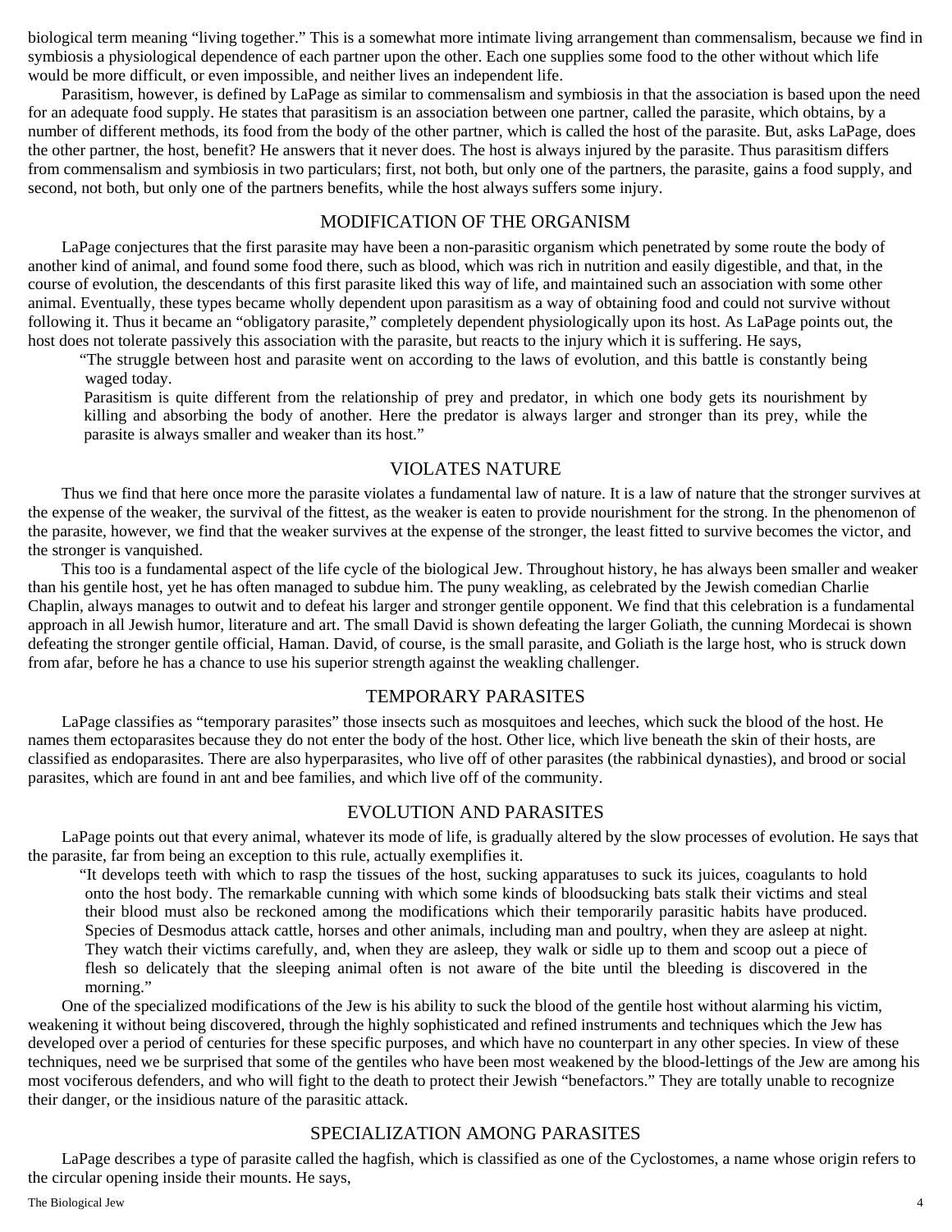biological term meaning "living together." This is a somewhat more intimate living arrangement than commensalism, because we find in symbiosis a physiological dependence of each partner upon the other. Each one supplies some food to the other without which life would be more difficult, or even impossible, and neither lives an independent life.

Parasitism, however, is defined by LaPage as similar to commensalism and symbiosis in that the association is based upon the need for an adequate food supply. He states that parasitism is an association between one partner, called the parasite, which obtains, by a number of different methods, its food from the body of the other partner, which is called the host of the parasite. But, asks LaPage, does the other partner, the host, benefit? He answers that it never does. The host is always injured by the parasite. Thus parasitism differs from commensalism and symbiosis in two particulars; first, not both, but only one of the partners, the parasite, gains a food supply, and second, not both, but only one of the partners benefits, while the host always suffers some injury.

## MODIFICATION OF THE ORGANISM

LaPage conjectures that the first parasite may have been a non-parasitic organism which penetrated by some route the body of another kind of animal, and found some food there, such as blood, which was rich in nutrition and easily digestible, and that, in the course of evolution, the descendants of this first parasite liked this way of life, and maintained such an association with some other animal. Eventually, these types became wholly dependent upon parasitism as a way of obtaining food and could not survive without following it. Thus it became an "obligatory parasite," completely dependent physiologically upon its host. As LaPage points out, the host does not tolerate passively this association with the parasite, but reacts to the injury which it is suffering. He says,

> "The struggle between host and parasite went on according to the laws of evolution, and this battle is constantly being waged today.
>
> Parasitism is quite different from the relationship of prey and predator, in which one body gets its nourishment by killing and absorbing the body of another. Here the predator is always larger and stronger than its prey, while the parasite is always smaller and weaker than its host."

## VIOLATES NATURE

Thus we find that here once more the parasite violates a fundamental law of nature. It is a law of nature that the stronger survives at the expense of the weaker, the survival of the fittest, as the weaker is eaten to provide nourishment for the strong. In the phenomenon of the parasite, however, we find that the weaker survives at the expense of the stronger, the least fitted to survive becomes the victor, and the stronger is vanquished.

This too is a fundamental aspect of the life cycle of the biological Jew. Throughout history, he has always been smaller and weaker than his gentile host, yet he has often managed to subdue him. The puny weakling, as celebrated by the Jewish comedian Charlie Chaplin, always manages to outwit and to defeat his larger and stronger gentile opponent. We find that this celebration is a fundamental approach in all Jewish humor, literature and art. The small David is shown defeating the larger Goliath, the cunning Mordecai is shown defeating the stronger gentile official, Haman. David, of course, is the small parasite, and Goliath is the large host, who is struck down from afar, before he has a chance to use his superior strength against the weakling challenger.

## TEMPORARY PARASITES

LaPage classifies as "temporary parasites" those insects such as mosquitoes and leeches, which suck the blood of the host. He names them ectoparasites because they do not enter the body of the host. Other lice, which live beneath the skin of their hosts, are classified as endoparasites. There are also hyperparasites, who live off of other parasites (the rabbinical dynasties), and brood or social parasites, which are found in ant and bee families, and which live off of the community.

## EVOLUTION AND PARASITES

LaPage points out that every animal, whatever its mode of life, is gradually altered by the slow processes of evolution. He says that the parasite, far from being an exception to this rule, actually exemplifies it.

> "It develops teeth with which to rasp the tissues of the host, sucking apparatuses to suck its juices, coagulants to hold onto the host body. The remarkable cunning with which some kinds of bloodsucking bats stalk their victims and steal their blood must also be reckoned among the modifications which their temporarily parasitic habits have produced. Species of Desmodus attack cattle, horses and other animals, including man and poultry, when they are asleep at night. They watch their victims carefully, and, when they are asleep, they walk or sidle up to them and scoop out a piece of flesh so delicately that the sleeping animal often is not aware of the bite until the bleeding is discovered in the morning."

One of the specialized modifications of the Jew is his ability to suck the blood of the gentile host without alarming his victim, weakening it without being discovered, through the highly sophisticated and refined instruments and techniques which the Jew has developed over a period of centuries for these specific purposes, and which have no counterpart in any other species. In view of these techniques, need we be surprised that some of the gentiles who have been most weakened by the blood-lettings of the Jew are among his most vociferous defenders, and who will fight to the death to protect their Jewish "benefactors." They are totally unable to recognize their danger, or the insidious nature of the parasitic attack.

## SPECIALIZATION AMONG PARASITES

LaPage describes a type of parasite called the hagfish, which is classified as one of the Cyclostomes, a name whose origin refers to the circular opening inside their mounts. He says,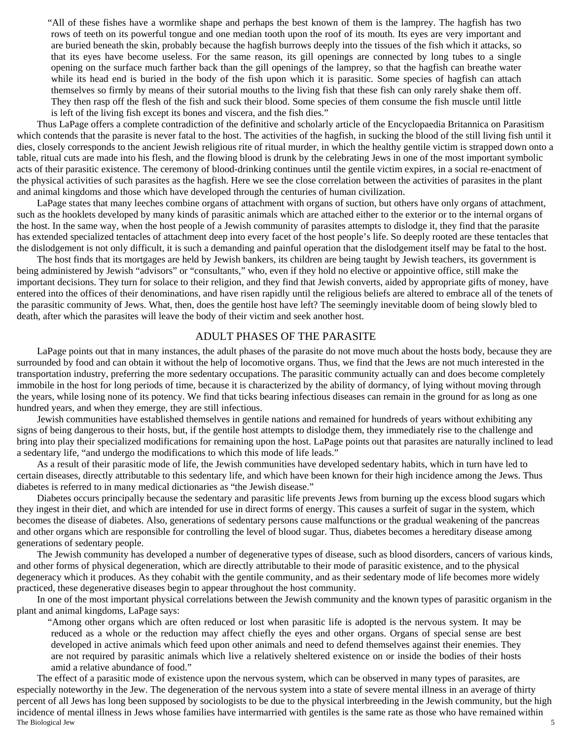"All of these fishes have a wormlike shape and perhaps the best known of them is the lamprey. The hagfish has two rows of teeth on its powerful tongue and one median tooth upon the roof of its mouth. Its eyes are very important and are buried beneath the skin, probably because the hagfish burrows deeply into the tissues of the fish which it attacks, so that its eyes have become useless. For the same reason, its gill openings are connected by long tubes to a single opening on the surface much farther back than the gill openings of the lamprey, so that the hagfish can breathe water while its head end is buried in the body of the fish upon which it is parasitic. Some species of hagfish can attach themselves so firmly by means of their sutorial mouths to the living fish that these fish can only rarely shake them off. They then rasp off the flesh of the fish and suck their blood. Some species of them consume the fish muscle until little is left of the living fish except its bones and viscera, and the fish dies."

Thus LaPage offers a complete contradiction of the definitive and scholarly article of the Encyclopaedia Britannica on Parasitism which contends that the parasite is never fatal to the host. The activities of the hagfish, in sucking the blood of the still living fish until it dies, closely corresponds to the ancient Jewish religious rite of ritual murder, in which the healthy gentile victim is strapped down onto a table, ritual cuts are made into his flesh, and the flowing blood is drunk by the celebrating Jews in one of the most important symbolic acts of their parasitic existence. The ceremony of blood-drinking continues until the gentile victim expires, in a social re-enactment of the physical activities of such parasites as the hagfish. Here we see the close correlation between the activities of parasites in the plant and animal kingdoms and those which have developed through the centuries of human civilization.

LaPage states that many leeches combine organs of attachment with organs of suction, but others have only organs of attachment, such as the hooklets developed by many kinds of parasitic animals which are attached either to the exterior or to the internal organs of the host. In the same way, when the host people of a Jewish community of parasites attempts to dislodge it, they find that the parasite has extended specialized tentacles of attachment deep into every facet of the host people's life. So deeply rooted are these tentacles that the dislodgement is not only difficult, it is such a demanding and painful operation that the dislodgement itself may be fatal to the host.

The host finds that its mortgages are held by Jewish bankers, its children are being taught by Jewish teachers, its government is being administered by Jewish "advisors" or "consultants," who, even if they hold no elective or appointive office, still make the important decisions. They turn for solace to their religion, and they find that Jewish converts, aided by appropriate gifts of money, have entered into the offices of their denominations, and have risen rapidly until the religious beliefs are altered to embrace all of the tenets of the parasitic community of Jews. What, then, does the gentile host have left? The seemingly inevitable doom of being slowly bled to death, after which the parasites will leave the body of their victim and seek another host.

## ADULT PHASES OF THE PARASITE

LaPage points out that in many instances, the adult phases of the parasite do not move much about the hosts body, because they are surrounded by food and can obtain it without the help of locomotive organs. Thus, we find that the Jews are not much interested in the transportation industry, preferring the more sedentary occupations. The parasitic community actually can and does become completely immobile in the host for long periods of time, because it is characterized by the ability of dormancy, of lying without moving through the years, while losing none of its potency. We find that ticks bearing infectious diseases can remain in the ground for as long as one hundred years, and when they emerge, they are still infectious.

Jewish communities have established themselves in gentile nations and remained for hundreds of years without exhibiting any signs of being dangerous to their hosts, but, if the gentile host attempts to dislodge them, they immediately rise to the challenge and bring into play their specialized modifications for remaining upon the host. LaPage points out that parasites are naturally inclined to lead a sedentary life, "and undergo the modifications to which this mode of life leads."

As a result of their parasitic mode of life, the Jewish communities have developed sedentary habits, which in turn have led to certain diseases, directly attributable to this sedentary life, and which have been known for their high incidence among the Jews. Thus diabetes is referred to in many medical dictionaries as "the Jewish disease."

Diabetes occurs principally because the sedentary and parasitic life prevents Jews from burning up the excess blood sugars which they ingest in their diet, and which are intended for use in direct forms of energy. This causes a surfeit of sugar in the system, which becomes the disease of diabetes. Also, generations of sedentary persons cause malfunctions or the gradual weakening of the pancreas and other organs which are responsible for controlling the level of blood sugar. Thus, diabetes becomes a hereditary disease among generations of sedentary people.

The Jewish community has developed a number of degenerative types of disease, such as blood disorders, cancers of various kinds, and other forms of physical degeneration, which are directly attributable to their mode of parasitic existence, and to the physical degeneracy which it produces. As they cohabit with the gentile community, and as their sedentary mode of life becomes more widely practiced, these degenerative diseases begin to appear throughout the host community.

In one of the most important physical correlations between the Jewish community and the known types of parasitic organism in the plant and animal kingdoms, LaPage says:

"Among other organs which are often reduced or lost when parasitic life is adopted is the nervous system. It may be reduced as a whole or the reduction may affect chiefly the eyes and other organs. Organs of special sense are best developed in active animals which feed upon other animals and need to defend themselves against their enemies. They are not required by parasitic animals which live a relatively sheltered existence on or inside the bodies of their hosts amid a relative abundance of food."

The effect of a parasitic mode of existence upon the nervous system, which can be observed in many types of parasites, are especially noteworthy in the Jew. The degeneration of the nervous system into a state of severe mental illness in an average of thirty percent of all Jews has long been supposed by sociologists to be due to the physical interbreeding in the Jewish community, but the high incidence of mental illness in Jews whose families have intermarried with gentiles is the same rate as those who have remained within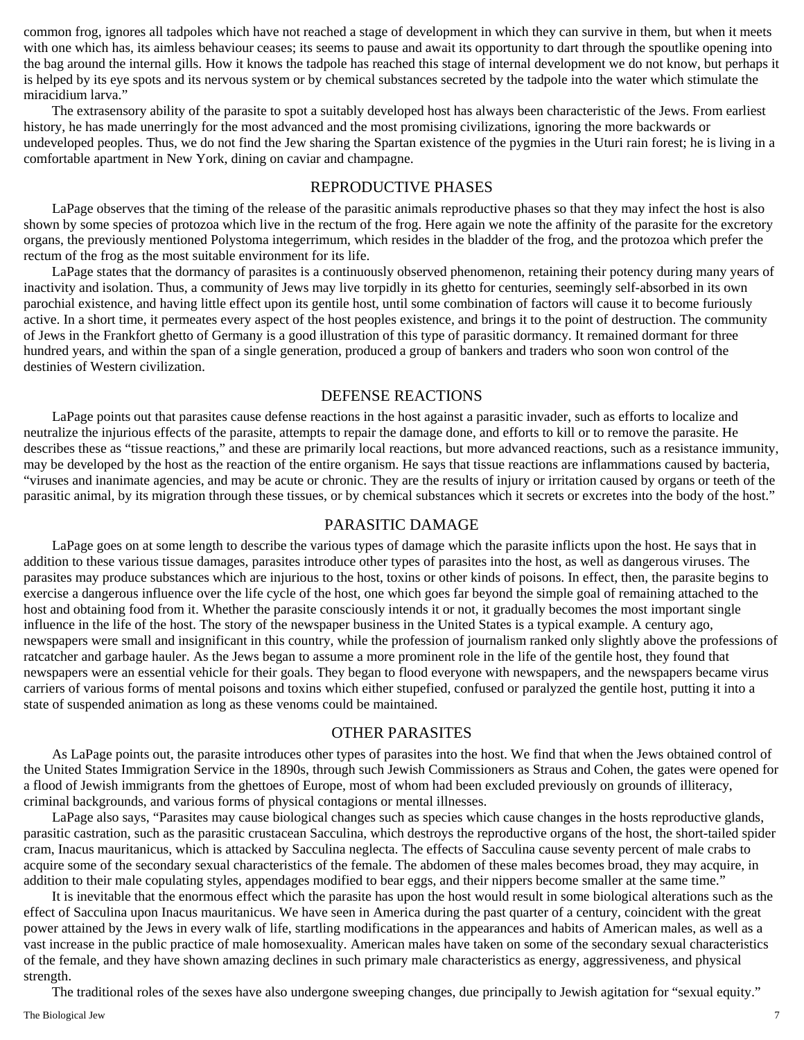common frog, ignores all tadpoles which have not reached a stage of development in which they can survive in them, but when it meets with one which has, its aimless behaviour ceases; its seems to pause and await its opportunity to dart through the spoutlike opening into the bag around the internal gills. How it knows the tadpole has reached this stage of internal development we do not know, but perhaps it is helped by its eye spots and its nervous system or by chemical substances secreted by the tadpole into the water which stimulate the miracidium larva."

The extrasensory ability of the parasite to spot a suitably developed host has always been characteristic of the Jews. From earliest history, he has made unerringly for the most advanced and the most promising civilizations, ignoring the more backwards or undeveloped peoples. Thus, we do not find the Jew sharing the Spartan existence of the pygmies in the Uturi rain forest; he is living in a comfortable apartment in New York, dining on caviar and champagne.

## REPRODUCTIVE PHASES

LaPage observes that the timing of the release of the parasitic animals reproductive phases so that they may infect the host is also shown by some species of protozoa which live in the rectum of the frog. Here again we note the affinity of the parasite for the excretory organs, the previously mentioned Polystoma integerrimum, which resides in the bladder of the frog, and the protozoa which prefer the rectum of the frog as the most suitable environment for its life.

LaPage states that the dormancy of parasites is a continuously observed phenomenon, retaining their potency during many years of inactivity and isolation. Thus, a community of Jews may live torpidly in its ghetto for centuries, seemingly self-absorbed in its own parochial existence, and having little effect upon its gentile host, until some combination of factors will cause it to become furiously active. In a short time, it permeates every aspect of the host peoples existence, and brings it to the point of destruction. The community of Jews in the Frankfort ghetto of Germany is a good illustration of this type of parasitic dormancy. It remained dormant for three hundred years, and within the span of a single generation, produced a group of bankers and traders who soon won control of the destinies of Western civilization.

## DEFENSE REACTIONS

LaPage points out that parasites cause defense reactions in the host against a parasitic invader, such as efforts to localize and neutralize the injurious effects of the parasite, attempts to repair the damage done, and efforts to kill or to remove the parasite. He describes these as "tissue reactions," and these are primarily local reactions, but more advanced reactions, such as a resistance immunity, may be developed by the host as the reaction of the entire organism. He says that tissue reactions are inflammations caused by bacteria, "viruses and inanimate agencies, and may be acute or chronic. They are the results of injury or irritation caused by organs or teeth of the parasitic animal, by its migration through these tissues, or by chemical substances which it secrets or excretes into the body of the host."

## PARASITIC DAMAGE

LaPage goes on at some length to describe the various types of damage which the parasite inflicts upon the host. He says that in addition to these various tissue damages, parasites introduce other types of parasites into the host, as well as dangerous viruses. The parasites may produce substances which are injurious to the host, toxins or other kinds of poisons. In effect, then, the parasite begins to exercise a dangerous influence over the life cycle of the host, one which goes far beyond the simple goal of remaining attached to the host and obtaining food from it. Whether the parasite consciously intends it or not, it gradually becomes the most important single influence in the life of the host. The story of the newspaper business in the United States is a typical example. A century ago, newspapers were small and insignificant in this country, while the profession of journalism ranked only slightly above the professions of ratcatcher and garbage hauler. As the Jews began to assume a more prominent role in the life of the gentile host, they found that newspapers were an essential vehicle for their goals. They began to flood everyone with newspapers, and the newspapers became virus carriers of various forms of mental poisons and toxins which either stupefied, confused or paralyzed the gentile host, putting it into a state of suspended animation as long as these venoms could be maintained.

## OTHER PARASITES

As LaPage points out, the parasite introduces other types of parasites into the host. We find that when the Jews obtained control of the United States Immigration Service in the 1890s, through such Jewish Commissioners as Straus and Cohen, the gates were opened for a flood of Jewish immigrants from the ghettoes of Europe, most of whom had been excluded previously on grounds of illiteracy, criminal backgrounds, and various forms of physical contagions or mental illnesses.

LaPage also says, "Parasites may cause biological changes such as species which cause changes in the hosts reproductive glands, parasitic castration, such as the parasitic crustacean Sacculina, which destroys the reproductive organs of the host, the short-tailed spider cram, Inacus mauritanicus, which is attacked by Sacculina neglecta. The effects of Sacculina cause seventy percent of male crabs to acquire some of the secondary sexual characteristics of the female. The abdomen of these males becomes broad, they may acquire, in addition to their male copulating styles, appendages modified to bear eggs, and their nippers become smaller at the same time."

It is inevitable that the enormous effect which the parasite has upon the host would result in some biological alterations such as the effect of Sacculina upon Inacus mauritanicus. We have seen in America during the past quarter of a century, coincident with the great power attained by the Jews in every walk of life, startling modifications in the appearances and habits of American males, as well as a vast increase in the public practice of male homosexuality. American males have taken on some of the secondary sexual characteristics of the female, and they have shown amazing declines in such primary male characteristics as energy, aggressiveness, and physical strength.

The traditional roles of the sexes have also undergone sweeping changes, due principally to Jewish agitation for "sexual equity."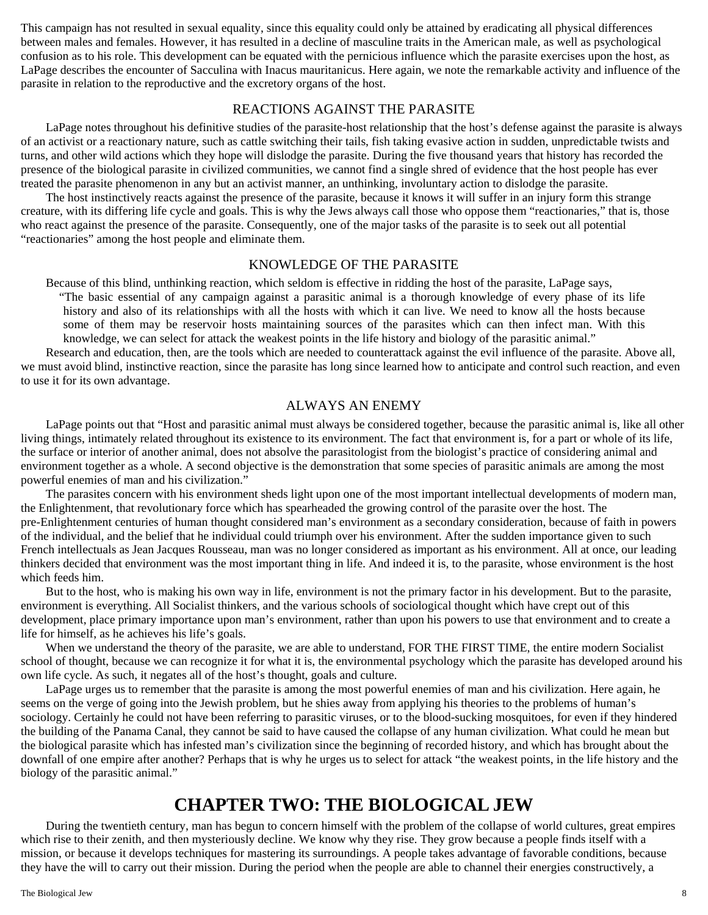This campaign has not resulted in sexual equality, since this equality could only be attained by eradicating all physical differences between males and females. However, it has resulted in a decline of masculine traits in the American male, as well as psychological confusion as to his role. This development can be equated with the pernicious influence which the parasite exercises upon the host, as LaPage describes the encounter of Sacculina with Inacus mauritanicus. Here again, we note the remarkable activity and influence of the parasite in relation to the reproductive and the excretory organs of the host.

## REACTIONS AGAINST THE PARASITE

LaPage notes throughout his definitive studies of the parasite-host relationship that the host's defense against the parasite is always of an activist or a reactionary nature, such as cattle switching their tails, fish taking evasive action in sudden, unpredictable twists and turns, and other wild actions which they hope will dislodge the parasite. During the five thousand years that history has recorded the presence of the biological parasite in civilized communities, we cannot find a single shred of evidence that the host people has ever treated the parasite phenomenon in any but an activist manner, an unthinking, involuntary action to dislodge the parasite.

The host instinctively reacts against the presence of the parasite, because it knows it will suffer in an injury form this strange creature, with its differing life cycle and goals. This is why the Jews always call those who oppose them "reactionaries," that is, those who react against the presence of the parasite. Consequently, one of the major tasks of the parasite is to seek out all potential "reactionaries" among the host people and eliminate them.

## KNOWLEDGE OF THE PARASITE

Because of this blind, unthinking reaction, which seldom is effective in ridding the host of the parasite, LaPage says,

> "The basic essential of any campaign against a parasitic animal is a thorough knowledge of every phase of its life history and also of its relationships with all the hosts with which it can live. We need to know all the hosts because some of them may be reservoir hosts maintaining sources of the parasites which can then infect man. With this knowledge, we can select for attack the weakest points in the life history and biology of the parasitic animal."

Research and education, then, are the tools which are needed to counterattack against the evil influence of the parasite. Above all, we must avoid blind, instinctive reaction, since the parasite has long since learned how to anticipate and control such reaction, and even to use it for its own advantage.

## ALWAYS AN ENEMY

LaPage points out that "Host and parasitic animal must always be considered together, because the parasitic animal is, like all other living things, intimately related throughout its existence to its environment. The fact that environment is, for a part or whole of its life, the surface or interior of another animal, does not absolve the parasitologist from the biologist's practice of considering animal and environment together as a whole. A second objective is the demonstration that some species of parasitic animals are among the most powerful enemies of man and his civilization."

The parasites concern with his environment sheds light upon one of the most important intellectual developments of modern man, the Enlightenment, that revolutionary force which has spearheaded the growing control of the parasite over the host. The pre-Enlightenment centuries of human thought considered man's environment as a secondary consideration, because of faith in powers of the individual, and the belief that he individual could triumph over his environment. After the sudden importance given to such French intellectuals as Jean Jacques Rousseau, man was no longer considered as important as his environment. All at once, our leading thinkers decided that environment was the most important thing in life. And indeed it is, to the parasite, whose environment is the host which feeds him.

But to the host, who is making his own way in life, environment is not the primary factor in his development. But to the parasite, environment is everything. All Socialist thinkers, and the various schools of sociological thought which have crept out of this development, place primary importance upon man's environment, rather than upon his powers to use that environment and to create a life for himself, as he achieves his life's goals.

When we understand the theory of the parasite, we are able to understand, FOR THE FIRST TIME, the entire modern Socialist school of thought, because we can recognize it for what it is, the environmental psychology which the parasite has developed around his own life cycle. As such, it negates all of the host's thought, goals and culture.

LaPage urges us to remember that the parasite is among the most powerful enemies of man and his civilization. Here again, he seems on the verge of going into the Jewish problem, but he shies away from applying his theories to the problems of human's sociology. Certainly he could not have been referring to parasitic viruses, or to the blood-sucking mosquitoes, for even if they hindered the building of the Panama Canal, they cannot be said to have caused the collapse of any human civilization. What could he mean but the biological parasite which has infested man's civilization since the beginning of recorded history, and which has brought about the downfall of one empire after another? Perhaps that is why he urges us to select for attack "the weakest points, in the life history and the biology of the parasitic animal."

# CHAPTER TWO: THE BIOLOGICAL JEW

During the twentieth century, man has begun to concern himself with the problem of the collapse of world cultures, great empires which rise to their zenith, and then mysteriously decline. We know why they rise. They grow because a people finds itself with a mission, or because it develops techniques for mastering its surroundings. A people takes advantage of favorable conditions, because they have the will to carry out their mission. During the period when the people are able to channel their energies constructively, a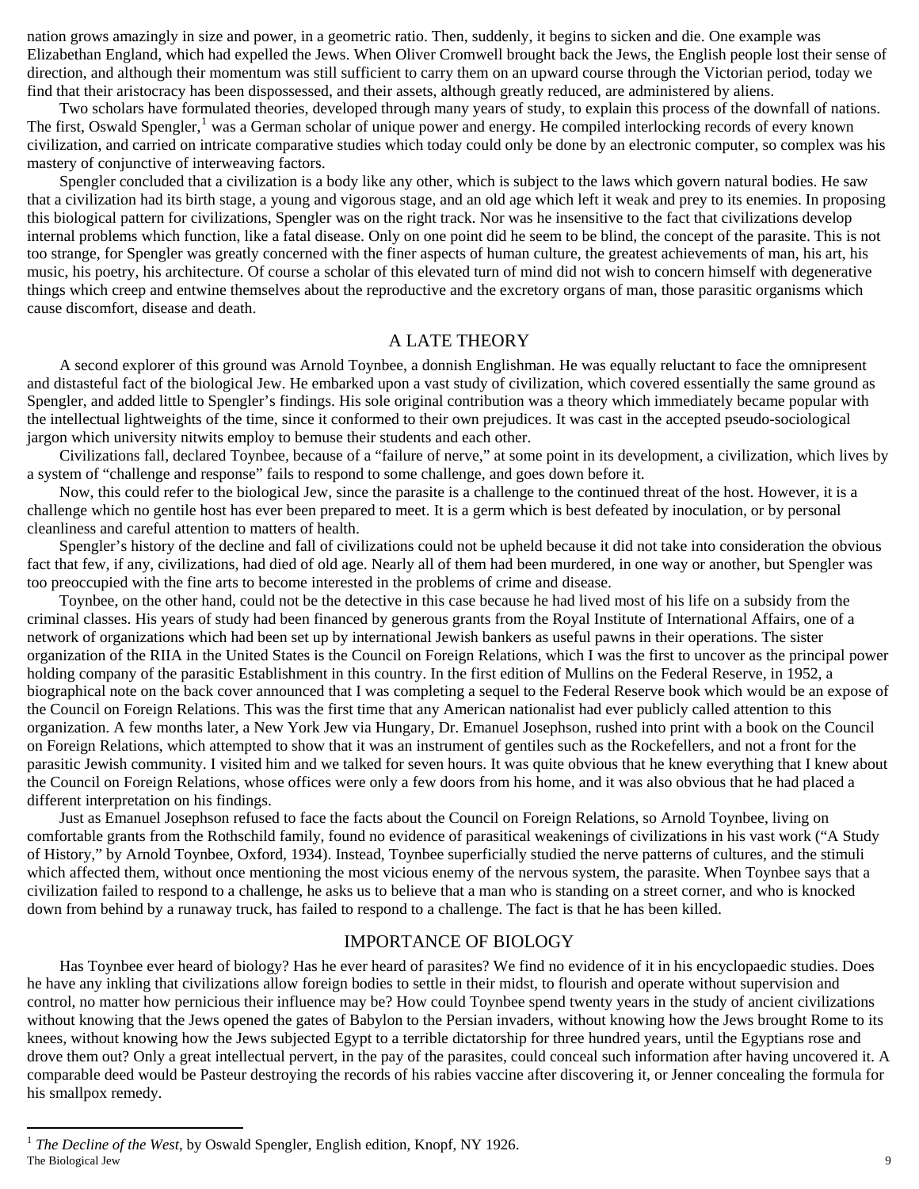nation grows amazingly in size and power, in a geometric ratio. Then, suddenly, it begins to sicken and die. One example was Elizabethan England, which had expelled the Jews. When Oliver Cromwell brought back the Jews, the English people lost their sense of direction, and although their momentum was still sufficient to carry them on an upward course through the Victorian period, today we find that their aristocracy has been dispossessed, and their assets, although greatly reduced, are administered by aliens.

Two scholars have formulated theories, developed through many years of study, to explain this process of the downfall of nations. The first, Oswald Spengler,[1] was a German scholar of unique power and energy. He compiled interlocking records of every known civilization, and carried on intricate comparative studies which today could only be done by an electronic computer, so complex was his mastery of conjunctive of interweaving factors.

Spengler concluded that a civilization is a body like any other, which is subject to the laws which govern natural bodies. He saw that a civilization had its birth stage, a young and vigorous stage, and an old age which left it weak and prey to its enemies. In proposing this biological pattern for civilizations, Spengler was on the right track. Nor was he insensitive to the fact that civilizations develop internal problems which function, like a fatal disease. Only on one point did he seem to be blind, the concept of the parasite. This is not too strange, for Spengler was greatly concerned with the finer aspects of human culture, the greatest achievements of man, his art, his music, his poetry, his architecture. Of course a scholar of this elevated turn of mind did not wish to concern himself with degenerative things which creep and entwine themselves about the reproductive and the excretory organs of man, those parasitic organisms which cause discomfort, disease and death.

## A LATE THEORY

A second explorer of this ground was Arnold Toynbee, a donnish Englishman. He was equally reluctant to face the omnipresent and distasteful fact of the biological Jew. He embarked upon a vast study of civilization, which covered essentially the same ground as Spengler, and added little to Spengler's findings. His sole original contribution was a theory which immediately became popular with the intellectual lightweights of the time, since it conformed to their own prejudices. It was cast in the accepted pseudo-sociological jargon which university nitwits employ to bemuse their students and each other.

Civilizations fall, declared Toynbee, because of a "failure of nerve," at some point in its development, a civilization, which lives by a system of "challenge and response" fails to respond to some challenge, and goes down before it.

Now, this could refer to the biological Jew, since the parasite is a challenge to the continued threat of the host. However, it is a challenge which no gentile host has ever been prepared to meet. It is a germ which is best defeated by inoculation, or by personal cleanliness and careful attention to matters of health.

Spengler's history of the decline and fall of civilizations could not be upheld because it did not take into consideration the obvious fact that few, if any, civilizations, had died of old age. Nearly all of them had been murdered, in one way or another, but Spengler was too preoccupied with the fine arts to become interested in the problems of crime and disease.

Toynbee, on the other hand, could not be the detective in this case because he had lived most of his life on a subsidy from the criminal classes. His years of study had been financed by generous grants from the Royal Institute of International Affairs, one of a network of organizations which had been set up by international Jewish bankers as useful pawns in their operations. The sister organization of the RIIA in the United States is the Council on Foreign Relations, which I was the first to uncover as the principal power holding company of the parasitic Establishment in this country. In the first edition of Mullins on the Federal Reserve, in 1952, a biographical note on the back cover announced that I was completing a sequel to the Federal Reserve book which would be an expose of the Council on Foreign Relations. This was the first time that any American nationalist had ever publicly called attention to this organization. A few months later, a New York Jew via Hungary, Dr. Emanuel Josephson, rushed into print with a book on the Council on Foreign Relations, which attempted to show that it was an instrument of gentiles such as the Rockefellers, and not a front for the parasitic Jewish community. I visited him and we talked for seven hours. It was quite obvious that he knew everything that I knew about the Council on Foreign Relations, whose offices were only a few doors from his home, and it was also obvious that he had placed a different interpretation on his findings.

Just as Emanuel Josephson refused to face the facts about the Council on Foreign Relations, so Arnold Toynbee, living on comfortable grants from the Rothschild family, found no evidence of parasitical weakenings of civilizations in his vast work ("A Study of History," by Arnold Toynbee, Oxford, 1934). Instead, Toynbee superficially studied the nerve patterns of cultures, and the stimuli which affected them, without once mentioning the most vicious enemy of the nervous system, the parasite. When Toynbee says that a civilization failed to respond to a challenge, he asks us to believe that a man who is standing on a street corner, and who is knocked down from behind by a runaway truck, has failed to respond to a challenge. The fact is that he has been killed.

## IMPORTANCE OF BIOLOGY

Has Toynbee ever heard of biology? Has he ever heard of parasites? We find no evidence of it in his encyclopaedic studies. Does he have any inkling that civilizations allow foreign bodies to settle in their midst, to flourish and operate without supervision and control, no matter how pernicious their influence may be? How could Toynbee spend twenty years in the study of ancient civilizations without knowing that the Jews opened the gates of Babylon to the Persian invaders, without knowing how the Jews brought Rome to its knees, without knowing how the Jews subjected Egypt to a terrible dictatorship for three hundred years, until the Egyptians rose and drove them out? Only a great intellectual pervert, in the pay of the parasites, could conceal such information after having uncovered it. A comparable deed would be Pasteur destroying the records of his rabies vaccine after discovering it, or Jenner concealing the formula for his smallpox remedy.

---

[1] *The Decline of the West*, by Oswald Spengler, English edition, Knopf, NY 1926.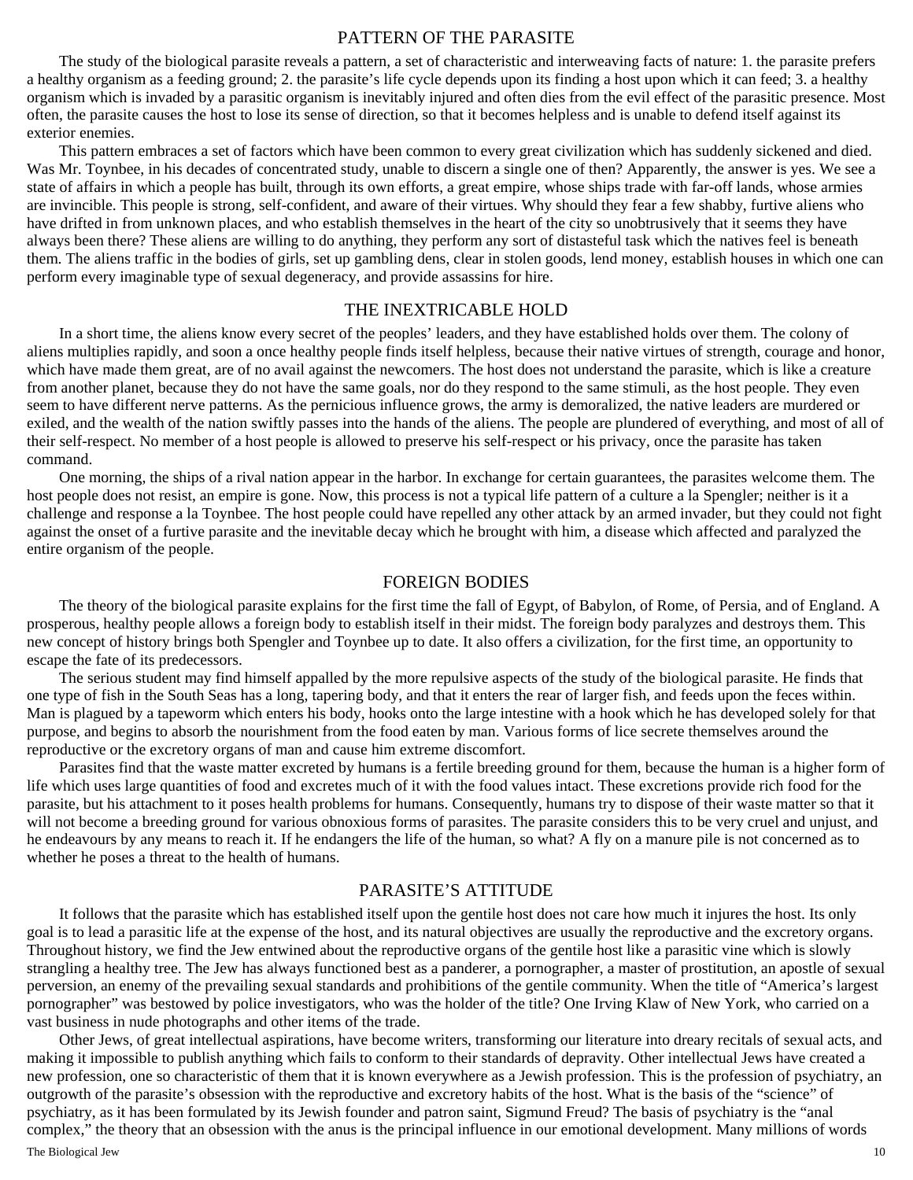## PATTERN OF THE PARASITE

The study of the biological parasite reveals a pattern, a set of characteristic and interweaving facts of nature: 1. the parasite prefers a healthy organism as a feeding ground; 2. the parasite's life cycle depends upon its finding a host upon which it can feed; 3. a healthy organism which is invaded by a parasitic organism is inevitably injured and often dies from the evil effect of the parasitic presence. Most often, the parasite causes the host to lose its sense of direction, so that it becomes helpless and is unable to defend itself against its exterior enemies.

This pattern embraces a set of factors which have been common to every great civilization which has suddenly sickened and died. Was Mr. Toynbee, in his decades of concentrated study, unable to discern a single one of then? Apparently, the answer is yes. We see a state of affairs in which a people has built, through its own efforts, a great empire, whose ships trade with far-off lands, whose armies are invincible. This people is strong, self-confident, and aware of their virtues. Why should they fear a few shabby, furtive aliens who have drifted in from unknown places, and who establish themselves in the heart of the city so unobtrusively that it seems they have always been there? These aliens are willing to do anything, they perform any sort of distasteful task which the natives feel is beneath them. The aliens traffic in the bodies of girls, set up gambling dens, clear in stolen goods, lend money, establish houses in which one can perform every imaginable type of sexual degeneracy, and provide assassins for hire.

## THE INEXTRICABLE HOLD

In a short time, the aliens know every secret of the peoples' leaders, and they have established holds over them. The colony of aliens multiplies rapidly, and soon a once healthy people finds itself helpless, because their native virtues of strength, courage and honor, which have made them great, are of no avail against the newcomers. The host does not understand the parasite, which is like a creature from another planet, because they do not have the same goals, nor do they respond to the same stimuli, as the host people. They even seem to have different nerve patterns. As the pernicious influence grows, the army is demoralized, the native leaders are murdered or exiled, and the wealth of the nation swiftly passes into the hands of the aliens. The people are plundered of everything, and most of all of their self-respect. No member of a host people is allowed to preserve his self-respect or his privacy, once the parasite has taken command.

One morning, the ships of a rival nation appear in the harbor. In exchange for certain guarantees, the parasites welcome them. The host people does not resist, an empire is gone. Now, this process is not a typical life pattern of a culture a la Spengler; neither is it a challenge and response a la Toynbee. The host people could have repelled any other attack by an armed invader, but they could not fight against the onset of a furtive parasite and the inevitable decay which he brought with him, a disease which affected and paralyzed the entire organism of the people.

## FOREIGN BODIES

The theory of the biological parasite explains for the first time the fall of Egypt, of Babylon, of Rome, of Persia, and of England. A prosperous, healthy people allows a foreign body to establish itself in their midst. The foreign body paralyzes and destroys them. This new concept of history brings both Spengler and Toynbee up to date. It also offers a civilization, for the first time, an opportunity to escape the fate of its predecessors.

The serious student may find himself appalled by the more repulsive aspects of the study of the biological parasite. He finds that one type of fish in the South Seas has a long, tapering body, and that it enters the rear of larger fish, and feeds upon the feces within. Man is plagued by a tapeworm which enters his body, hooks onto the large intestine with a hook which he has developed solely for that purpose, and begins to absorb the nourishment from the food eaten by man. Various forms of lice secrete themselves around the reproductive or the excretory organs of man and cause him extreme discomfort.

Parasites find that the waste matter excreted by humans is a fertile breeding ground for them, because the human is a higher form of life which uses large quantities of food and excretes much of it with the food values intact. These excretions provide rich food for the parasite, but his attachment to it poses health problems for humans. Consequently, humans try to dispose of their waste matter so that it will not become a breeding ground for various obnoxious forms of parasites. The parasite considers this to be very cruel and unjust, and he endeavours by any means to reach it. If he endangers the life of the human, so what? A fly on a manure pile is not concerned as to whether he poses a threat to the health of humans.

## PARASITE'S ATTITUDE

It follows that the parasite which has established itself upon the gentile host does not care how much it injures the host. Its only goal is to lead a parasitic life at the expense of the host, and its natural objectives are usually the reproductive and the excretory organs. Throughout history, we find the Jew entwined about the reproductive organs of the gentile host like a parasitic vine which is slowly strangling a healthy tree. The Jew has always functioned best as a panderer, a pornographer, a master of prostitution, an apostle of sexual perversion, an enemy of the prevailing sexual standards and prohibitions of the gentile community. When the title of "America's largest pornographer" was bestowed by police investigators, who was the holder of the title? One Irving Klaw of New York, who carried on a vast business in nude photographs and other items of the trade.

Other Jews, of great intellectual aspirations, have become writers, transforming our literature into dreary recitals of sexual acts, and making it impossible to publish anything which fails to conform to their standards of depravity. Other intellectual Jews have created a new profession, one so characteristic of them that it is known everywhere as a Jewish profession. This is the profession of psychiatry, an outgrowth of the parasite's obsession with the reproductive and excretory habits of the host. What is the basis of the "science" of psychiatry, as it has been formulated by its Jewish founder and patron saint, Sigmund Freud? The basis of psychiatry is the "anal complex," the theory that an obsession with the anus is the principal influence in our emotional development. Many millions of words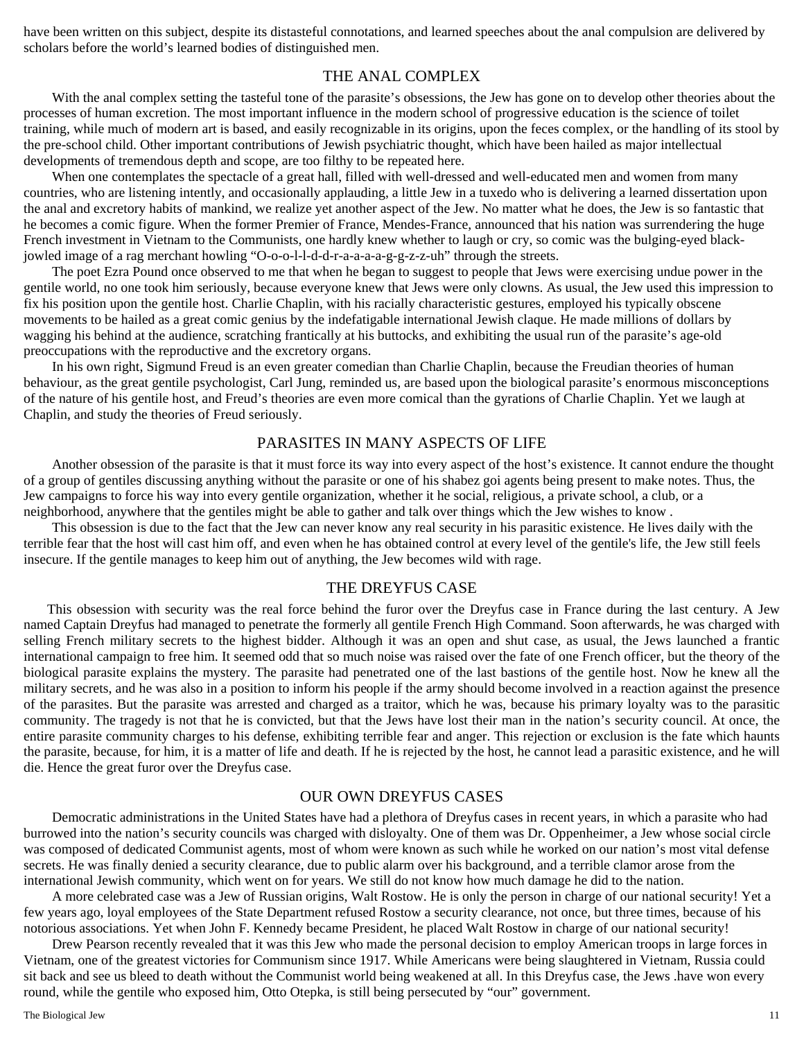have been written on this subject, despite its distasteful connotations, and learned speeches about the anal compulsion are delivered by scholars before the world's learned bodies of distinguished men.

## THE ANAL COMPLEX

With the anal complex setting the tasteful tone of the parasite's obsessions, the Jew has gone on to develop other theories about the processes of human excretion. The most important influence in the modern school of progressive education is the science of toilet training, while much of modern art is based, and easily recognizable in its origins, upon the feces complex, or the handling of its stool by the pre-school child. Other important contributions of Jewish psychiatric thought, which have been hailed as major intellectual developments of tremendous depth and scope, are too filthy to be repeated here.

When one contemplates the spectacle of a great hall, filled with well-dressed and well-educated men and women from many countries, who are listening intently, and occasionally applauding, a little Jew in a tuxedo who is delivering a learned dissertation upon the anal and excretory habits of mankind, we realize yet another aspect of the Jew. No matter what he does, the Jew is so fantastic that he becomes a comic figure. When the former Premier of France, Mendes-France, announced that his nation was surrendering the huge French investment in Vietnam to the Communists, one hardly knew whether to laugh or cry, so comic was the bulging-eyed black-jowled image of a rag merchant howling "O-o-o-l-l-d-d-r-a-a-a-a-g-g-z-z-uh" through the streets.

The poet Ezra Pound once observed to me that when he began to suggest to people that Jews were exercising undue power in the gentile world, no one took him seriously, because everyone knew that Jews were only clowns. As usual, the Jew used this impression to fix his position upon the gentile host. Charlie Chaplin, with his racially characteristic gestures, employed his typically obscene movements to be hailed as a great comic genius by the indefatigable international Jewish claque. He made millions of dollars by wagging his behind at the audience, scratching frantically at his buttocks, and exhibiting the usual run of the parasite's age-old preoccupations with the reproductive and the excretory organs.

In his own right, Sigmund Freud is an even greater comedian than Charlie Chaplin, because the Freudian theories of human behaviour, as the great gentile psychologist, Carl Jung, reminded us, are based upon the biological parasite's enormous misconceptions of the nature of his gentile host, and Freud's theories are even more comical than the gyrations of Charlie Chaplin. Yet we laugh at Chaplin, and study the theories of Freud seriously.

## PARASITES IN MANY ASPECTS OF LIFE

Another obsession of the parasite is that it must force its way into every aspect of the host's existence. It cannot endure the thought of a group of gentiles discussing anything without the parasite or one of his shabez goi agents being present to make notes. Thus, the Jew campaigns to force his way into every gentile organization, whether it he social, religious, a private school, a club, or a neighborhood, anywhere that the gentiles might be able to gather and talk over things which the Jew wishes to know .

This obsession is due to the fact that the Jew can never know any real security in his parasitic existence. He lives daily with the terrible fear that the host will cast him off, and even when he has obtained control at every level of the gentile's life, the Jew still feels insecure. If the gentile manages to keep him out of anything, the Jew becomes wild with rage.

## THE DREYFUS CASE

This obsession with security was the real force behind the furor over the Dreyfus case in France during the last century. A Jew named Captain Dreyfus had managed to penetrate the formerly all gentile French High Command. Soon afterwards, he was charged with selling French military secrets to the highest bidder. Although it was an open and shut case, as usual, the Jews launched a frantic international campaign to free him. It seemed odd that so much noise was raised over the fate of one French officer, but the theory of the biological parasite explains the mystery. The parasite had penetrated one of the last bastions of the gentile host. Now he knew all the military secrets, and he was also in a position to inform his people if the army should become involved in a reaction against the presence of the parasites. But the parasite was arrested and charged as a traitor, which he was, because his primary loyalty was to the parasitic community. The tragedy is not that he is convicted, but that the Jews have lost their man in the nation's security council. At once, the entire parasite community charges to his defense, exhibiting terrible fear and anger. This rejection or exclusion is the fate which haunts the parasite, because, for him, it is a matter of life and death. If he is rejected by the host, he cannot lead a parasitic existence, and he will die. Hence the great furor over the Dreyfus case.

## OUR OWN DREYFUS CASES

Democratic administrations in the United States have had a plethora of Dreyfus cases in recent years, in which a parasite who had burrowed into the nation's security councils was charged with disloyalty. One of them was Dr. Oppenheimer, a Jew whose social circle was composed of dedicated Communist agents, most of whom were known as such while he worked on our nation's most vital defense secrets. He was finally denied a security clearance, due to public alarm over his background, and a terrible clamor arose from the international Jewish community, which went on for years. We still do not know how much damage he did to the nation.

A more celebrated case was a Jew of Russian origins, Walt Rostow. He is only the person in charge of our national security! Yet a few years ago, loyal employees of the State Department refused Rostow a security clearance, not once, but three times, because of his notorious associations. Yet when John F. Kennedy became President, he placed Walt Rostow in charge of our national security!

Drew Pearson recently revealed that it was this Jew who made the personal decision to employ American troops in large forces in Vietnam, one of the greatest victories for Communism since 1917. While Americans were being slaughtered in Vietnam, Russia could sit back and see us bleed to death without the Communist world being weakened at all. In this Dreyfus case, the Jews .have won every round, while the gentile who exposed him, Otto Otepka, is still being persecuted by "our" government.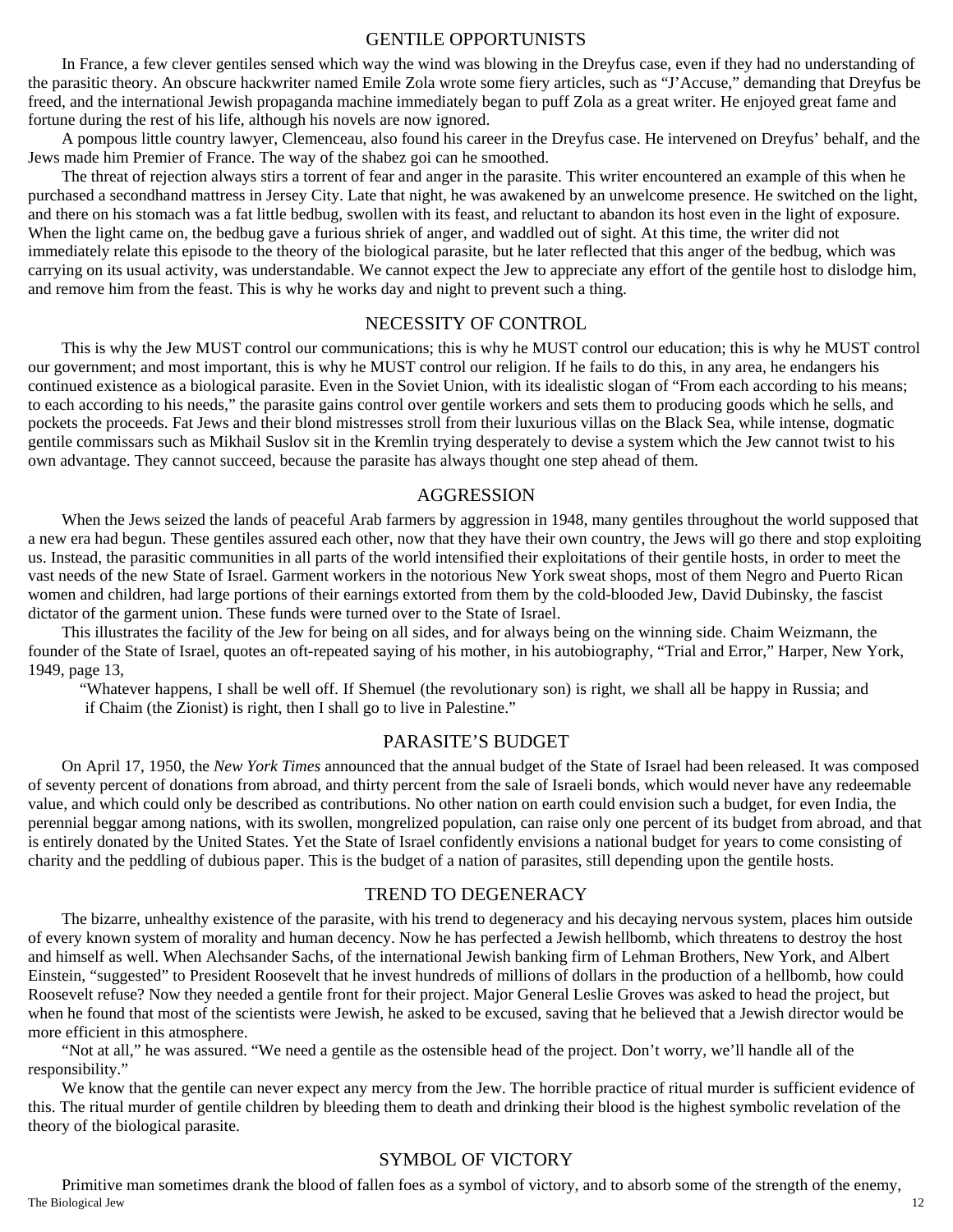## GENTILE OPPORTUNISTS

In France, a few clever gentiles sensed which way the wind was blowing in the Dreyfus case, even if they had no understanding of the parasitic theory. An obscure hackwriter named Emile Zola wrote some fiery articles, such as "J'Accuse," demanding that Dreyfus be freed, and the international Jewish propaganda machine immediately began to puff Zola as a great writer. He enjoyed great fame and fortune during the rest of his life, although his novels are now ignored.

A pompous little country lawyer, Clemenceau, also found his career in the Dreyfus case. He intervened on Dreyfus' behalf, and the Jews made him Premier of France. The way of the shabez goi can he smoothed.

The threat of rejection always stirs a torrent of fear and anger in the parasite. This writer encountered an example of this when he purchased a secondhand mattress in Jersey City. Late that night, he was awakened by an unwelcome presence. He switched on the light, and there on his stomach was a fat little bedbug, swollen with its feast, and reluctant to abandon its host even in the light of exposure. When the light came on, the bedbug gave a furious shriek of anger, and waddled out of sight. At this time, the writer did not immediately relate this episode to the theory of the biological parasite, but he later reflected that this anger of the bedbug, which was carrying on its usual activity, was understandable. We cannot expect the Jew to appreciate any effort of the gentile host to dislodge him, and remove him from the feast. This is why he works day and night to prevent such a thing.

## NECESSITY OF CONTROL

This is why the Jew MUST control our communications; this is why he MUST control our education; this is why he MUST control our government; and most important, this is why he MUST control our religion. If he fails to do this, in any area, he endangers his continued existence as a biological parasite. Even in the Soviet Union, with its idealistic slogan of "From each according to his means; to each according to his needs," the parasite gains control over gentile workers and sets them to producing goods which he sells, and pockets the proceeds. Fat Jews and their blond mistresses stroll from their luxurious villas on the Black Sea, while intense, dogmatic gentile commissars such as Mikhail Suslov sit in the Kremlin trying desperately to devise a system which the Jew cannot twist to his own advantage. They cannot succeed, because the parasite has always thought one step ahead of them.

## AGGRESSION

When the Jews seized the lands of peaceful Arab farmers by aggression in 1948, many gentiles throughout the world supposed that a new era had begun. These gentiles assured each other, now that they have their own country, the Jews will go there and stop exploiting us. Instead, the parasitic communities in all parts of the world intensified their exploitations of their gentile hosts, in order to meet the vast needs of the new State of Israel. Garment workers in the notorious New York sweat shops, most of them Negro and Puerto Rican women and children, had large portions of their earnings extorted from them by the cold-blooded Jew, David Dubinsky, the fascist dictator of the garment union. These funds were turned over to the State of Israel.

This illustrates the facility of the Jew for being on all sides, and for always being on the winning side. Chaim Weizmann, the founder of the State of Israel, quotes an oft-repeated saying of his mother, in his autobiography, "Trial and Error," Harper, New York, 1949, page 13,

> "Whatever happens, I shall be well off. If Shemuel (the revolutionary son) is right, we shall all be happy in Russia; and if Chaim (the Zionist) is right, then I shall go to live in Palestine."

## PARASITE'S BUDGET

On April 17, 1950, the *New York Times* announced that the annual budget of the State of Israel had been released. It was composed of seventy percent of donations from abroad, and thirty percent from the sale of Israeli bonds, which would never have any redeemable value, and which could only be described as contributions. No other nation on earth could envision such a budget, for even India, the perennial beggar among nations, with its swollen, mongrelized population, can raise only one percent of its budget from abroad, and that is entirely donated by the United States. Yet the State of Israel confidently envisions a national budget for years to come consisting of charity and the peddling of dubious paper. This is the budget of a nation of parasites, still depending upon the gentile hosts.

## TREND TO DEGENERACY

The bizarre, unhealthy existence of the parasite, with his trend to degeneracy and his decaying nervous system, places him outside of every known system of morality and human decency. Now he has perfected a Jewish hellbomb, which threatens to destroy the host and himself as well. When Alechsander Sachs, of the international Jewish banking firm of Lehman Brothers, New York, and Albert Einstein, "suggested" to President Roosevelt that he invest hundreds of millions of dollars in the production of a hellbomb, how could Roosevelt refuse? Now they needed a gentile front for their project. Major General Leslie Groves was asked to head the project, but when he found that most of the scientists were Jewish, he asked to be excused, saying that he believed that a Jewish director would be more efficient in this atmosphere.

"Not at all," he was assured. "We need a gentile as the ostensible head of the project. Don't worry, we'll handle all of the responsibility."

We know that the gentile can never expect any mercy from the Jew. The horrible practice of ritual murder is sufficient evidence of this. The ritual murder of gentile children by bleeding them to death and drinking their blood is the highest symbolic revelation of the theory of the biological parasite.

## SYMBOL OF VICTORY

Primitive man sometimes drank the blood of fallen foes as a symbol of victory, and to absorb some of the strength of the enemy,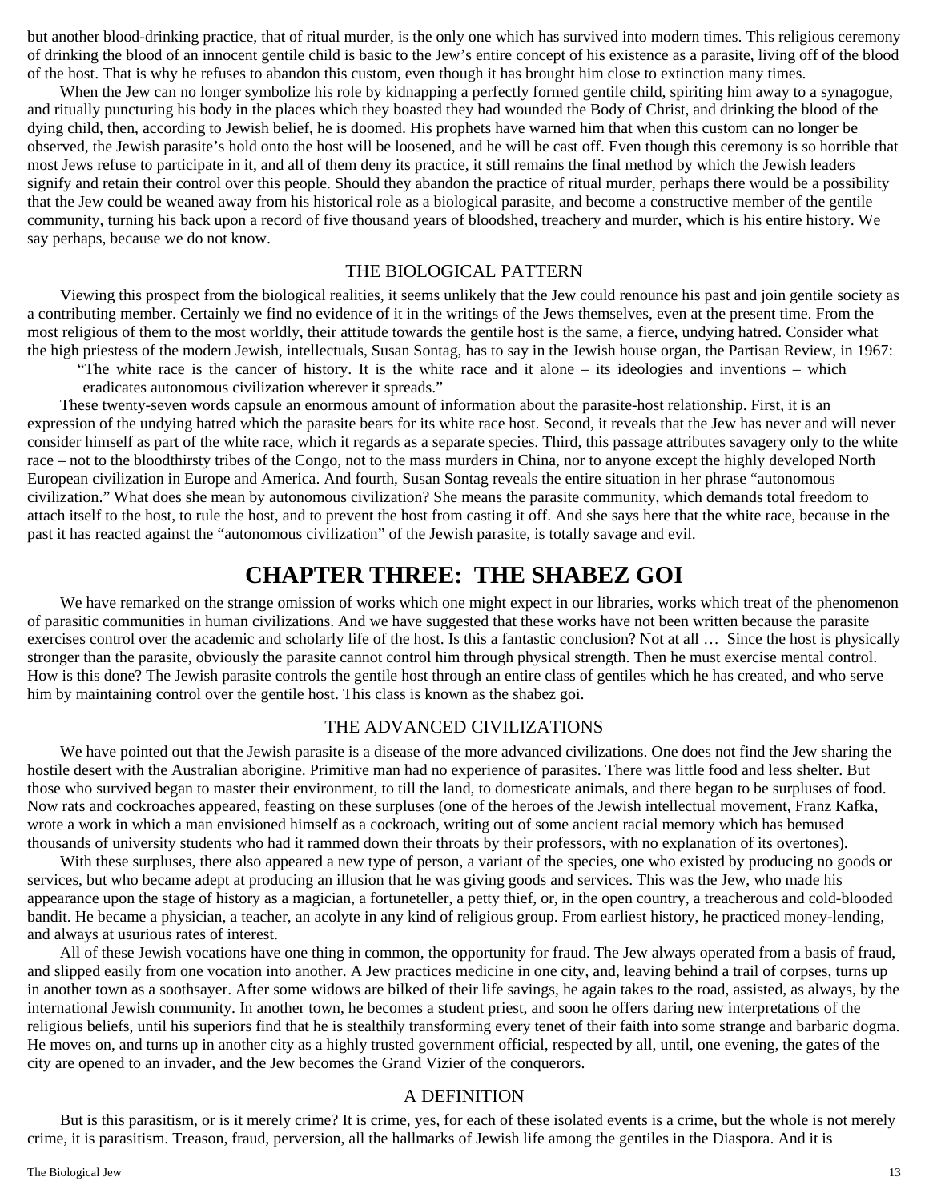but another blood-drinking practice, that of ritual murder, is the only one which has survived into modern times. This religious ceremony of drinking the blood of an innocent gentile child is basic to the Jew's entire concept of his existence as a parasite, living off of the blood of the host. That is why he refuses to abandon this custom, even though it has brought him close to extinction many times.

When the Jew can no longer symbolize his role by kidnapping a perfectly formed gentile child, spiriting him away to a synagogue, and ritually puncturing his body in the places which they boasted they had wounded the Body of Christ, and drinking the blood of the dying child, then, according to Jewish belief, he is doomed. His prophets have warned him that when this custom can no longer be observed, the Jewish parasite's hold onto the host will be loosened, and he will be cast off. Even though this ceremony is so horrible that most Jews refuse to participate in it, and all of them deny its practice, it still remains the final method by which the Jewish leaders signify and retain their control over this people. Should they abandon the practice of ritual murder, perhaps there would be a possibility that the Jew could be weaned away from his historical role as a biological parasite, and become a constructive member of the gentile community, turning his back upon a record of five thousand years of bloodshed, treachery and murder, which is his entire history. We say perhaps, because we do not know.

## THE BIOLOGICAL PATTERN

Viewing this prospect from the biological realities, it seems unlikely that the Jew could renounce his past and join gentile society as a contributing member. Certainly we find no evidence of it in the writings of the Jews themselves, even at the present time. From the most religious of them to the most worldly, their attitude towards the gentile host is the same, a fierce, undying hatred. Consider what the high priestess of the modern Jewish, intellectuals, Susan Sontag, has to say in the Jewish house organ, the Partisan Review, in 1967:

> "The white race is the cancer of history. It is the white race and it alone – its ideologies and inventions – which eradicates autonomous civilization wherever it spreads."

These twenty-seven words capsule an enormous amount of information about the parasite-host relationship. First, it is an expression of the undying hatred which the parasite bears for its white race host. Second, it reveals that the Jew has never and will never consider himself as part of the white race, which it regards as a separate species. Third, this passage attributes savagery only to the white race – not to the bloodthirsty tribes of the Congo, not to the mass murders in China, nor to anyone except the highly developed North European civilization in Europe and America. And fourth, Susan Sontag reveals the entire situation in her phrase "autonomous civilization." What does she mean by autonomous civilization? She means the parasite community, which demands total freedom to attach itself to the host, to rule the host, and to prevent the host from casting it off. And she says here that the white race, because in the past it has reacted against the "autonomous civilization" of the Jewish parasite, is totally savage and evil.

# CHAPTER THREE: THE SHABEZ GOI

We have remarked on the strange omission of works which one might expect in our libraries, works which treat of the phenomenon of parasitic communities in human civilizations. And we have suggested that these works have not been written because the parasite exercises control over the academic and scholarly life of the host. Is this a fantastic conclusion? Not at all … Since the host is physically stronger than the parasite, obviously the parasite cannot control him through physical strength. Then he must exercise mental control. How is this done? The Jewish parasite controls the gentile host through an entire class of gentiles which he has created, and who serve him by maintaining control over the gentile host. This class is known as the shabez goi.

## THE ADVANCED CIVILIZATIONS

We have pointed out that the Jewish parasite is a disease of the more advanced civilizations. One does not find the Jew sharing the hostile desert with the Australian aborigine. Primitive man had no experience of parasites. There was little food and less shelter. But those who survived began to master their environment, to till the land, to domesticate animals, and there began to be surpluses of food. Now rats and cockroaches appeared, feasting on these surpluses (one of the heroes of the Jewish intellectual movement, Franz Kafka, wrote a work in which a man envisioned himself as a cockroach, writing out of some ancient racial memory which has bemused thousands of university students who had it rammed down their throats by their professors, with no explanation of its overtones).

With these surpluses, there also appeared a new type of person, a variant of the species, one who existed by producing no goods or services, but who became adept at producing an illusion that he was giving goods and services. This was the Jew, who made his appearance upon the stage of history as a magician, a fortuneteller, a petty thief, or, in the open country, a treacherous and cold-blooded bandit. He became a physician, a teacher, an acolyte in any kind of religious group. From earliest history, he practiced money-lending, and always at usurious rates of interest.

All of these Jewish vocations have one thing in common, the opportunity for fraud. The Jew always operated from a basis of fraud, and slipped easily from one vocation into another. A Jew practices medicine in one city, and, leaving behind a trail of corpses, turns up in another town as a soothsayer. After some widows are bilked of their life savings, he again takes to the road, assisted, as always, by the international Jewish community. In another town, he becomes a student priest, and soon he offers daring new interpretations of the religious beliefs, until his superiors find that he is stealthily transforming every tenet of their faith into some strange and barbaric dogma. He moves on, and turns up in another city as a highly trusted government official, respected by all, until, one evening, the gates of the city are opened to an invader, and the Jew becomes the Grand Vizier of the conquerors.

## A DEFINITION

But is this parasitism, or is it merely crime? It is crime, yes, for each of these isolated events is a crime, but the whole is not merely crime, it is parasitism. Treason, fraud, perversion, all the hallmarks of Jewish life among the gentiles in the Diaspora. And it is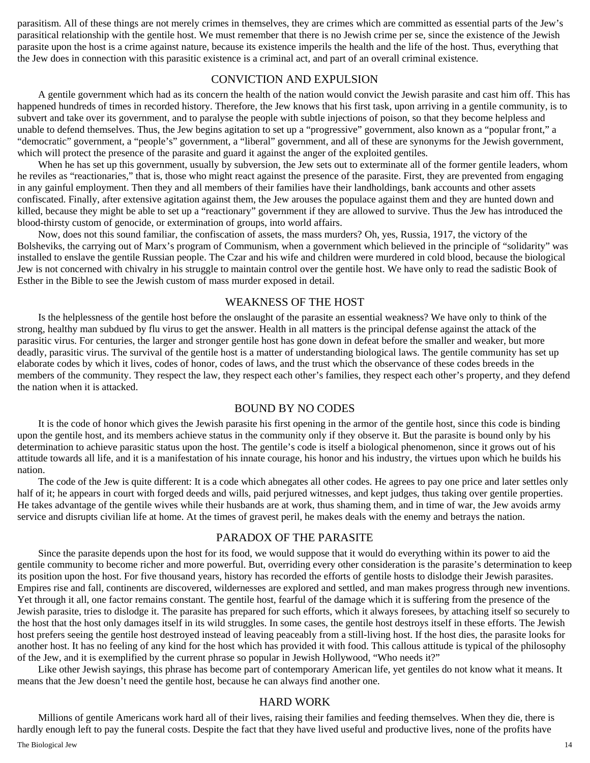parasitism. All of these things are not merely crimes in themselves, they are crimes which are committed as essential parts of the Jew's parasitical relationship with the gentile host. We must remember that there is no Jewish crime per se, since the existence of the Jewish parasite upon the host is a crime against nature, because its existence imperils the health and the life of the host. Thus, everything that the Jew does in connection with this parasitic existence is a criminal act, and part of an overall criminal existence.

## CONVICTION AND EXPULSION

A gentile government which had as its concern the health of the nation would convict the Jewish parasite and cast him off. This has happened hundreds of times in recorded history. Therefore, the Jew knows that his first task, upon arriving in a gentile community, is to subvert and take over its government, and to paralyse the people with subtle injections of poison, so that they become helpless and unable to defend themselves. Thus, the Jew begins agitation to set up a "progressive" government, also known as a "popular front," a "democratic" government, a "people's" government, a "liberal" government, and all of these are synonyms for the Jewish government, which will protect the presence of the parasite and guard it against the anger of the exploited gentiles.

When he has set up this government, usually by subversion, the Jew sets out to exterminate all of the former gentile leaders, whom he reviles as "reactionaries," that is, those who might react against the presence of the parasite. First, they are prevented from engaging in any gainful employment. Then they and all members of their families have their landholdings, bank accounts and other assets confiscated. Finally, after extensive agitation against them, the Jew arouses the populace against them and they are hunted down and killed, because they might be able to set up a "reactionary" government if they are allowed to survive. Thus the Jew has introduced the blood-thirsty custom of genocide, or extermination of groups, into world affairs.

Now, does not this sound familiar, the confiscation of assets, the mass murders? Oh, yes, Russia, 1917, the victory of the Bolsheviks, the carrying out of Marx's program of Communism, when a government which believed in the principle of "solidarity" was installed to enslave the gentile Russian people. The Czar and his wife and children were murdered in cold blood, because the biological Jew is not concerned with chivalry in his struggle to maintain control over the gentile host. We have only to read the sadistic Book of Esther in the Bible to see the Jewish custom of mass murder exposed in detail.

## WEAKNESS OF THE HOST

Is the helplessness of the gentile host before the onslaught of the parasite an essential weakness? We have only to think of the strong, healthy man subdued by flu virus to get the answer. Health in all matters is the principal defense against the attack of the parasitic virus. For centuries, the larger and stronger gentile host has gone down in defeat before the smaller and weaker, but more deadly, parasitic virus. The survival of the gentile host is a matter of understanding biological laws. The gentile community has set up elaborate codes by which it lives, codes of honor, codes of laws, and the trust which the observance of these codes breeds in the members of the community. They respect the law, they respect each other's families, they respect each other's property, and they defend the nation when it is attacked.

## BOUND BY NO CODES

It is the code of honor which gives the Jewish parasite his first opening in the armor of the gentile host, since this code is binding upon the gentile host, and its members achieve status in the community only if they observe it. But the parasite is bound only by his determination to achieve parasitic status upon the host. The gentile's code is itself a biological phenomenon, since it grows out of his attitude towards all life, and it is a manifestation of his innate courage, his honor and his industry, the virtues upon which he builds his nation.

The code of the Jew is quite different: It is a code which abnegates all other codes. He agrees to pay one price and later settles only half of it; he appears in court with forged deeds and wills, paid perjured witnesses, and kept judges, thus taking over gentile properties. He takes advantage of the gentile wives while their husbands are at work, thus shaming them, and in time of war, the Jew avoids army service and disrupts civilian life at home. At the times of gravest peril, he makes deals with the enemy and betrays the nation.

## PARADOX OF THE PARASITE

Since the parasite depends upon the host for its food, we would suppose that it would do everything within its power to aid the gentile community to become richer and more powerful. But, overriding every other consideration is the parasite's determination to keep its position upon the host. For five thousand years, history has recorded the efforts of gentile hosts to dislodge their Jewish parasites. Empires rise and fall, continents are discovered, wildernesses are explored and settled, and man makes progress through new inventions. Yet through it all, one factor remains constant. The gentile host, fearful of the damage which it is suffering from the presence of the Jewish parasite, tries to dislodge it. The parasite has prepared for such efforts, which it always foresees, by attaching itself so securely to the host that the host only damages itself in its wild struggles. In some cases, the gentile host destroys itself in these efforts. The Jewish host prefers seeing the gentile host destroyed instead of leaving peaceably from a still-living host. If the host dies, the parasite looks for another host. It has no feeling of any kind for the host which has provided it with food. This callous attitude is typical of the philosophy of the Jew, and it is exemplified by the current phrase so popular in Jewish Hollywood, "Who needs it?"

Like other Jewish sayings, this phrase has become part of contemporary American life, yet gentiles do not know what it means. It means that the Jew doesn't need the gentile host, because he can always find another one.

## HARD WORK

Millions of gentile Americans work hard all of their lives, raising their families and feeding themselves. When they die, there is hardly enough left to pay the funeral costs. Despite the fact that they have lived useful and productive lives, none of the profits have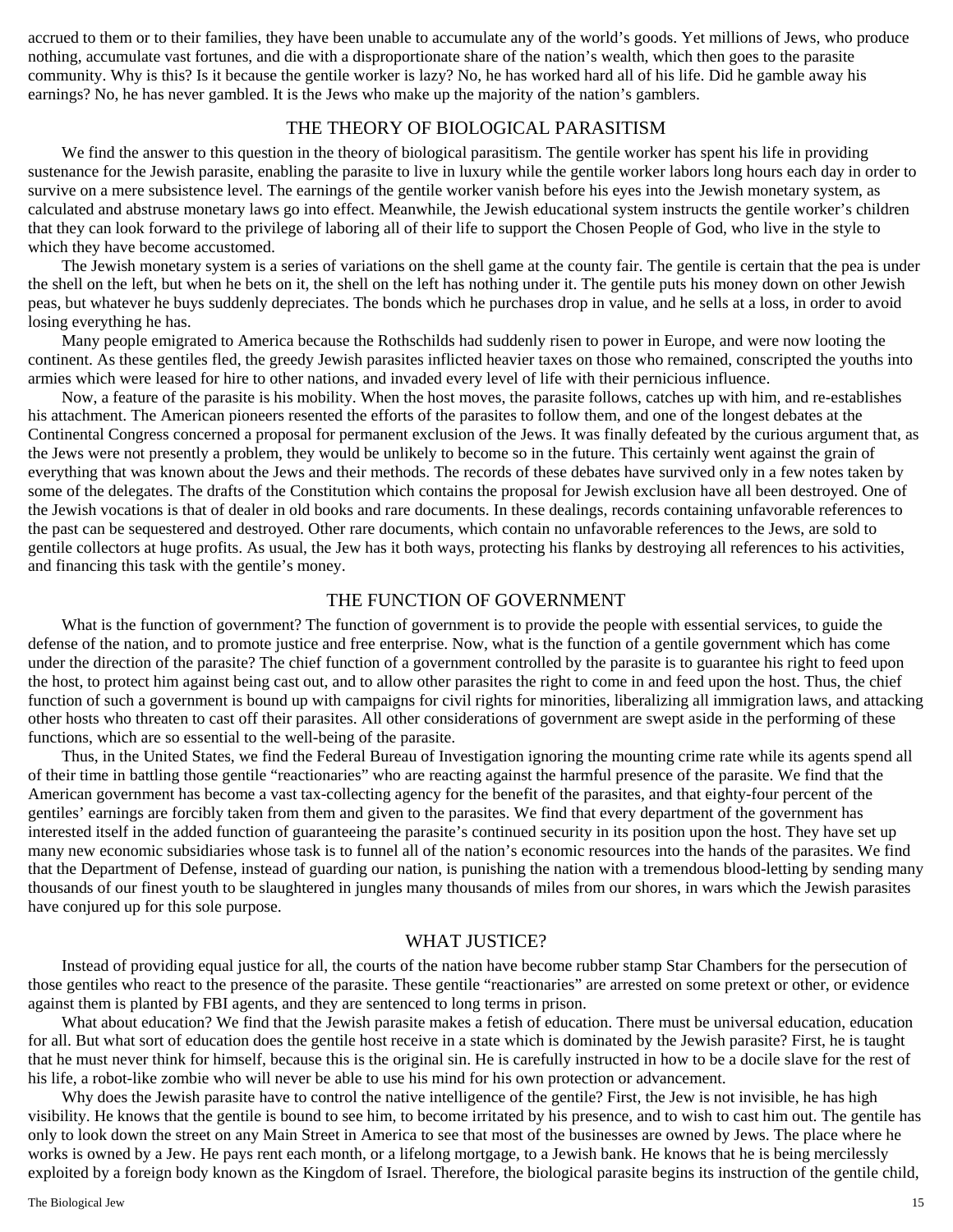accrued to them or to their families, they have been unable to accumulate any of the world's goods. Yet millions of Jews, who produce nothing, accumulate vast fortunes, and die with a disproportionate share of the nation's wealth, which then goes to the parasite community. Why is this? Is it because the gentile worker is lazy? No, he has worked hard all of his life. Did he gamble away his earnings? No, he has never gambled. It is the Jews who make up the majority of the nation's gamblers.

## THE THEORY OF BIOLOGICAL PARASITISM

We find the answer to this question in the theory of biological parasitism. The gentile worker has spent his life in providing sustenance for the Jewish parasite, enabling the parasite to live in luxury while the gentile worker labors long hours each day in order to survive on a mere subsistence level. The earnings of the gentile worker vanish before his eyes into the Jewish monetary system, as calculated and abstruse monetary laws go into effect. Meanwhile, the Jewish educational system instructs the gentile worker's children that they can look forward to the privilege of laboring all of their life to support the Chosen People of God, who live in the style to which they have become accustomed.

The Jewish monetary system is a series of variations on the shell game at the county fair. The gentile is certain that the pea is under the shell on the left, but when he bets on it, the shell on the left has nothing under it. The gentile puts his money down on other Jewish peas, but whatever he buys suddenly depreciates. The bonds which he purchases drop in value, and he sells at a loss, in order to avoid losing everything he has.

Many people emigrated to America because the Rothschilds had suddenly risen to power in Europe, and were now looting the continent. As these gentiles fled, the greedy Jewish parasites inflicted heavier taxes on those who remained, conscripted the youths into armies which were leased for hire to other nations, and invaded every level of life with their pernicious influence.

Now, a feature of the parasite is his mobility. When the host moves, the parasite follows, catches up with him, and re-establishes his attachment. The American pioneers resented the efforts of the parasites to follow them, and one of the longest debates at the Continental Congress concerned a proposal for permanent exclusion of the Jews. It was finally defeated by the curious argument that, as the Jews were not presently a problem, they would be unlikely to become so in the future. This certainly went against the grain of everything that was known about the Jews and their methods. The records of these debates have survived only in a few notes taken by some of the delegates. The drafts of the Constitution which contains the proposal for Jewish exclusion have all been destroyed. One of the Jewish vocations is that of dealer in old books and rare documents. In these dealings, records containing unfavorable references to the past can be sequestered and destroyed. Other rare documents, which contain no unfavorable references to the Jews, are sold to gentile collectors at huge profits. As usual, the Jew has it both ways, protecting his flanks by destroying all references to his activities, and financing this task with the gentile's money.

## THE FUNCTION OF GOVERNMENT

What is the function of government? The function of government is to provide the people with essential services, to guide the defense of the nation, and to promote justice and free enterprise. Now, what is the function of a gentile government which has come under the direction of the parasite? The chief function of a government controlled by the parasite is to guarantee his right to feed upon the host, to protect him against being cast out, and to allow other parasites the right to come in and feed upon the host. Thus, the chief function of such a government is bound up with campaigns for civil rights for minorities, liberalizing all immigration laws, and attacking other hosts who threaten to cast off their parasites. All other considerations of government are swept aside in the performing of these functions, which are so essential to the well-being of the parasite.

Thus, in the United States, we find the Federal Bureau of Investigation ignoring the mounting crime rate while its agents spend all of their time in battling those gentile "reactionaries" who are reacting against the harmful presence of the parasite. We find that the American government has become a vast tax-collecting agency for the benefit of the parasites, and that eighty-four percent of the gentiles' earnings are forcibly taken from them and given to the parasites. We find that every department of the government has interested itself in the added function of guaranteeing the parasite's continued security in its position upon the host. They have set up many new economic subsidiaries whose task is to funnel all of the nation's economic resources into the hands of the parasites. We find that the Department of Defense, instead of guarding our nation, is punishing the nation with a tremendous blood-letting by sending many thousands of our finest youth to be slaughtered in jungles many thousands of miles from our shores, in wars which the Jewish parasites have conjured up for this sole purpose.

## WHAT JUSTICE?

Instead of providing equal justice for all, the courts of the nation have become rubber stamp Star Chambers for the persecution of those gentiles who react to the presence of the parasite. These gentile "reactionaries" are arrested on some pretext or other, or evidence against them is planted by FBI agents, and they are sentenced to long terms in prison.

What about education? We find that the Jewish parasite makes a fetish of education. There must be universal education, education for all. But what sort of education does the gentile host receive in a state which is dominated by the Jewish parasite? First, he is taught that he must never think for himself, because this is the original sin. He is carefully instructed in how to be a docile slave for the rest of his life, a robot-like zombie who will never be able to use his mind for his own protection or advancement.

Why does the Jewish parasite have to control the native intelligence of the gentile? First, the Jew is not invisible, he has high visibility. He knows that the gentile is bound to see him, to become irritated by his presence, and to wish to cast him out. The gentile has only to look down the street on any Main Street in America to see that most of the businesses are owned by Jews. The place where he works is owned by a Jew. He pays rent each month, or a lifelong mortgage, to a Jewish bank. He knows that he is being mercilessly exploited by a foreign body known as the Kingdom of Israel. Therefore, the biological parasite begins its instruction of the gentile child,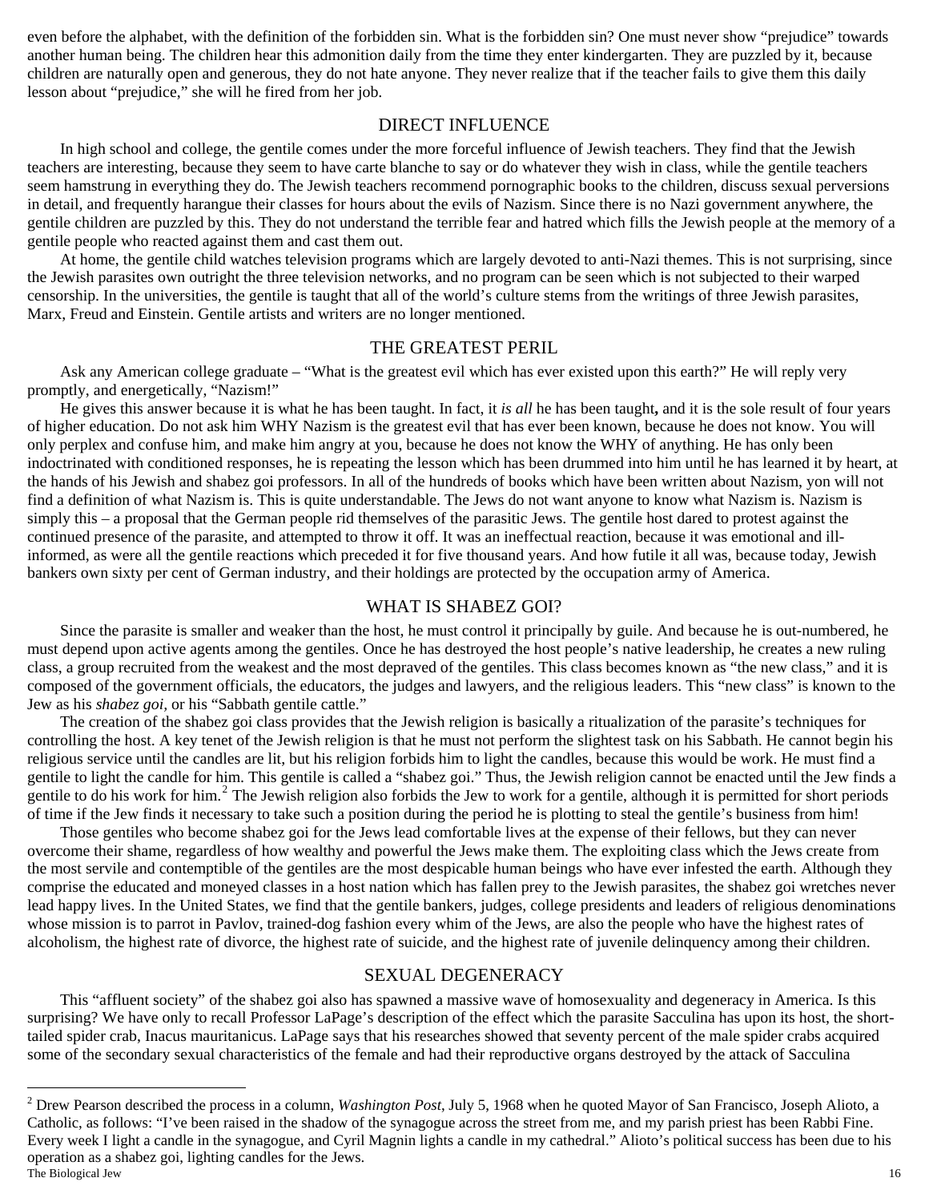even before the alphabet, with the definition of the forbidden sin. What is the forbidden sin? One must never show "prejudice" towards another human being. The children hear this admonition daily from the time they enter kindergarten. They are puzzled by it, because children are naturally open and generous, they do not hate anyone. They never realize that if the teacher fails to give them this daily lesson about "prejudice," she will he fired from her job.

## DIRECT INFLUENCE

In high school and college, the gentile comes under the more forceful influence of Jewish teachers. They find that the Jewish teachers are interesting, because they seem to have carte blanche to say or do whatever they wish in class, while the gentile teachers seem hamstrung in everything they do. The Jewish teachers recommend pornographic books to the children, discuss sexual perversions in detail, and frequently harangue their classes for hours about the evils of Nazism. Since there is no Nazi government anywhere, the gentile children are puzzled by this. They do not understand the terrible fear and hatred which fills the Jewish people at the memory of a gentile people who reacted against them and cast them out.

At home, the gentile child watches television programs which are largely devoted to anti-Nazi themes. This is not surprising, since the Jewish parasites own outright the three television networks, and no program can be seen which is not subjected to their warped censorship. In the universities, the gentile is taught that all of the world's culture stems from the writings of three Jewish parasites, Marx, Freud and Einstein. Gentile artists and writers are no longer mentioned.

## THE GREATEST PERIL

Ask any American college graduate – "What is the greatest evil which has ever existed upon this earth?" He will reply very promptly, and energetically, "Nazism!"

He gives this answer because it is what he has been taught. In fact, it *is all* he has been taught**,** and it is the sole result of four years of higher education. Do not ask him WHY Nazism is the greatest evil that has ever been known, because he does not know. You will only perplex and confuse him, and make him angry at you, because he does not know the WHY of anything. He has only been indoctrinated with conditioned responses, he is repeating the lesson which has been drummed into him until he has learned it by heart, at the hands of his Jewish and shabez goi professors. In all of the hundreds of books which have been written about Nazism, yon will not find a definition of what Nazism is. This is quite understandable. The Jews do not want anyone to know what Nazism is. Nazism is simply this – a proposal that the German people rid themselves of the parasitic Jews. The gentile host dared to protest against the continued presence of the parasite, and attempted to throw it off. It was an ineffectual reaction, because it was emotional and ill-informed, as were all the gentile reactions which preceded it for five thousand years. And how futile it all was, because today, Jewish bankers own sixty per cent of German industry, and their holdings are protected by the occupation army of America.

## WHAT IS SHABEZ GOI?

Since the parasite is smaller and weaker than the host, he must control it principally by guile. And because he is out-numbered, he must depend upon active agents among the gentiles. Once he has destroyed the host people's native leadership, he creates a new ruling class, a group recruited from the weakest and the most depraved of the gentiles. This class becomes known as "the new class," and it is composed of the government officials, the educators, the judges and lawyers, and the religious leaders. This "new class" is known to the Jew as his *shabez goi,* or his "Sabbath gentile cattle."

The creation of the shabez goi class provides that the Jewish religion is basically a ritualization of the parasite's techniques for controlling the host. A key tenet of the Jewish religion is that he must not perform the slightest task on his Sabbath. He cannot begin his religious service until the candles are lit, but his religion forbids him to light the candles, because this would be work. He must find a gentile to light the candle for him. This gentile is called a "shabez goi." Thus, the Jewish religion cannot be enacted until the Jew finds a gentile to do his work for him.[2] The Jewish religion also forbids the Jew to work for a gentile, although it is permitted for short periods of time if the Jew finds it necessary to take such a position during the period he is plotting to steal the gentile's business from him!

Those gentiles who become shabez goi for the Jews lead comfortable lives at the expense of their fellows, but they can never overcome their shame, regardless of how wealthy and powerful the Jews make them. The exploiting class which the Jews create from the most servile and contemptible of the gentiles are the most despicable human beings who have ever infested the earth. Although they comprise the educated and moneyed classes in a host nation which has fallen prey to the Jewish parasites, the shabez goi wretches never lead happy lives. In the United States, we find that the gentile bankers, judges, college presidents and leaders of religious denominations whose mission is to parrot in Pavlov, trained-dog fashion every whim of the Jews, are also the people who have the highest rates of alcoholism, the highest rate of divorce, the highest rate of suicide, and the highest rate of juvenile delinquency among their children.

## SEXUAL DEGENERACY

This "affluent society" of the shabez goi also has spawned a massive wave of homosexuality and degeneracy in America. Is this surprising? We have only to recall Professor LaPage's description of the effect which the parasite Sacculina has upon its host, the short-tailed spider crab, Inacus mauritanicus. LaPage says that his researches showed that seventy percent of the male spider crabs acquired some of the secondary sexual characteristics of the female and had their reproductive organs destroyed by the attack of Sacculina

---

[2] Drew Pearson described the process in a column, *Washington Post*, July 5, 1968 when he quoted Mayor of San Francisco, Joseph Alioto, a Catholic, as follows: "I've been raised in the shadow of the synagogue across the street from me, and my parish priest has been Rabbi Fine. Every week I light a candle in the synagogue, and Cyril Magnin lights a candle in my cathedral." Alioto's political success has been due to his operation as a shabez goi, lighting candles for the Jews.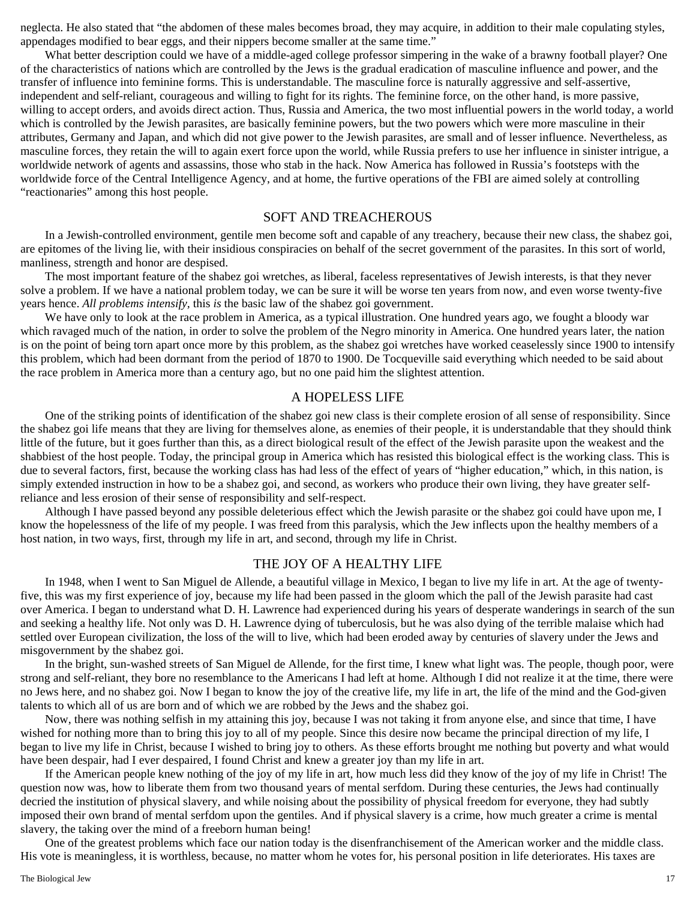neglecta. He also stated that "the abdomen of these males becomes broad, they may acquire, in addition to their male copulating styles, appendages modified to bear eggs, and their nippers become smaller at the same time."

What better description could we have of a middle-aged college professor simpering in the wake of a brawny football player? One of the characteristics of nations which are controlled by the Jews is the gradual eradication of masculine influence and power, and the transfer of influence into feminine forms. This is understandable. The masculine force is naturally aggressive and self-assertive, independent and self-reliant, courageous and willing to fight for its rights. The feminine force, on the other hand, is more passive, willing to accept orders, and avoids direct action. Thus, Russia and America, the two most influential powers in the world today, a world which is controlled by the Jewish parasites, are basically feminine powers, but the two powers which were more masculine in their attributes, Germany and Japan, and which did not give power to the Jewish parasites, are small and of lesser influence. Nevertheless, as masculine forces, they retain the will to again exert force upon the world, while Russia prefers to use her influence in sinister intrigue, a worldwide network of agents and assassins, those who stab in the hack. Now America has followed in Russia's footsteps with the worldwide force of the Central Intelligence Agency, and at home, the furtive operations of the FBI are aimed solely at controlling "reactionaries" among this host people.

## SOFT AND TREACHEROUS

In a Jewish-controlled environment, gentile men become soft and capable of any treachery, because their new class, the shabez goi, are epitomes of the living lie, with their insidious conspiracies on behalf of the secret government of the parasites. In this sort of world, manliness, strength and honor are despised.

The most important feature of the shabez goi wretches, as liberal, faceless representatives of Jewish interests, is that they never solve a problem. If we have a national problem today, we can be sure it will be worse ten years from now, and even worse twenty-five years hence. *All problems intensify,* this *is* the basic law of the shabez goi government.

We have only to look at the race problem in America, as a typical illustration. One hundred years ago, we fought a bloody war which ravaged much of the nation, in order to solve the problem of the Negro minority in America. One hundred years later, the nation is on the point of being torn apart once more by this problem, as the shabez goi wretches have worked ceaselessly since 1900 to intensify this problem, which had been dormant from the period of 1870 to 1900. De Tocqueville said everything which needed to be said about the race problem in America more than a century ago, but no one paid him the slightest attention.

## A HOPELESS LIFE

One of the striking points of identification of the shabez goi new class is their complete erosion of all sense of responsibility. Since the shabez goi life means that they are living for themselves alone, as enemies of their people, it is understandable that they should think little of the future, but it goes further than this, as a direct biological result of the effect of the Jewish parasite upon the weakest and the shabbiest of the host people. Today, the principal group in America which has resisted this biological effect is the working class. This is due to several factors, first, because the working class has had less of the effect of years of "higher education," which, in this nation, is simply extended instruction in how to be a shabez goi, and second, as workers who produce their own living, they have greater self-reliance and less erosion of their sense of responsibility and self-respect.

Although I have passed beyond any possible deleterious effect which the Jewish parasite or the shabez goi could have upon me, I know the hopelessness of the life of my people. I was freed from this paralysis, which the Jew inflects upon the healthy members of a host nation, in two ways, first, through my life in art, and second, through my life in Christ.

## THE JOY OF A HEALTHY LIFE

In 1948, when I went to San Miguel de Allende, a beautiful village in Mexico, I began to live my life in art. At the age of twenty-five, this was my first experience of joy, because my life had been passed in the gloom which the pall of the Jewish parasite had cast over America. I began to understand what D. H. Lawrence had experienced during his years of desperate wanderings in search of the sun and seeking a healthy life. Not only was D. H. Lawrence dying of tuberculosis, but he was also dying of the terrible malaise which had settled over European civilization, the loss of the will to live, which had been eroded away by centuries of slavery under the Jews and misgovernment by the shabez goi.

In the bright, sun-washed streets of San Miguel de Allende, for the first time, I knew what light was. The people, though poor, were strong and self-reliant, they bore no resemblance to the Americans I had left at home. Although I did not realize it at the time, there were no Jews here, and no shabez goi. Now I began to know the joy of the creative life, my life in art, the life of the mind and the God-given talents to which all of us are born and of which we are robbed by the Jews and the shabez goi.

Now, there was nothing selfish in my attaining this joy, because I was not taking it from anyone else, and since that time, I have wished for nothing more than to bring this joy to all of my people. Since this desire now became the principal direction of my life, I began to live my life in Christ, because I wished to bring joy to others. As these efforts brought me nothing but poverty and what would have been despair, had I ever despaired, I found Christ and knew a greater joy than my life in art.

If the American people knew nothing of the joy of my life in art, how much less did they know of the joy of my life in Christ! The question now was, how to liberate them from two thousand years of mental serfdom. During these centuries, the Jews had continually decried the institution of physical slavery, and while noising about the possibility of physical freedom for everyone, they had subtly imposed their own brand of mental serfdom upon the gentiles. And if physical slavery is a crime, how much greater a crime is mental slavery, the taking over the mind of a freeborn human being!

One of the greatest problems which face our nation today is the disenfranchisement of the American worker and the middle class. His vote is meaningless, it is worthless, because, no matter whom he votes for, his personal position in life deteriorates. His taxes are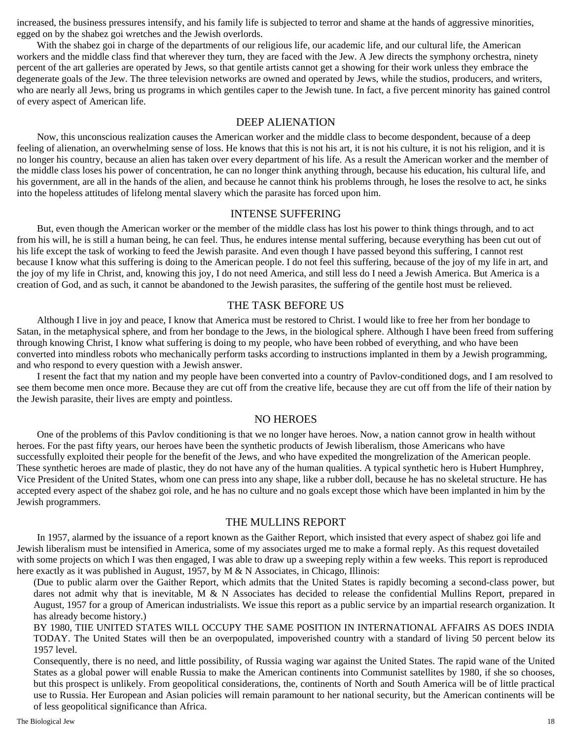increased, the business pressures intensify, and his family life is subjected to terror and shame at the hands of aggressive minorities, egged on by the shabez goi wretches and the Jewish overlords.

With the shabez goi in charge of the departments of our religious life, our academic life, and our cultural life, the American workers and the middle class find that wherever they turn, they are faced with the Jew. A Jew directs the symphony orchestra, ninety percent of the art galleries are operated by Jews, so that gentile artists cannot get a showing for their work unless they embrace the degenerate goals of the Jew. The three television networks are owned and operated by Jews, while the studios, producers, and writers, who are nearly all Jews, bring us programs in which gentiles caper to the Jewish tune. In fact, a five percent minority has gained control of every aspect of American life.

## DEEP ALIENATION

Now, this unconscious realization causes the American worker and the middle class to become despondent, because of a deep feeling of alienation, an overwhelming sense of loss. He knows that this is not his art, it is not his culture, it is not his religion, and it is no longer his country, because an alien has taken over every department of his life. As a result the American worker and the member of the middle class loses his power of concentration, he can no longer think anything through, because his education, his cultural life, and his government, are all in the hands of the alien, and because he cannot think his problems through, he loses the resolve to act, he sinks into the hopeless attitudes of lifelong mental slavery which the parasite has forced upon him.

## INTENSE SUFFERING

But, even though the American worker or the member of the middle class has lost his power to think things through, and to act from his will, he is still a human being, he can feel. Thus, he endures intense mental suffering, because everything has been cut out of his life except the task of working to feed the Jewish parasite. And even though I have passed beyond this suffering, I cannot rest because I know what this suffering is doing to the American people. I do not feel this suffering, because of the joy of my life in art, and the joy of my life in Christ, and, knowing this joy, I do not need America, and still less do I need a Jewish America. But America is a creation of God, and as such, it cannot be abandoned to the Jewish parasites, the suffering of the gentile host must be relieved.

## THE TASK BEFORE US

Although I live in joy and peace, I know that America must be restored to Christ. I would like to free her from her bondage to Satan, in the metaphysical sphere, and from her bondage to the Jews, in the biological sphere. Although I have been freed from suffering through knowing Christ, I know what suffering is doing to my people, who have been robbed of everything, and who have been converted into mindless robots who mechanically perform tasks according to instructions implanted in them by a Jewish programming, and who respond to every question with a Jewish answer.

I resent the fact that my nation and my people have been converted into a country of Pavlov-conditioned dogs, and I am resolved to see them become men once more. Because they are cut off from the creative life, because they are cut off from the life of their nation by the Jewish parasite, their lives are empty and pointless.

## NO HEROES

One of the problems of this Pavlov conditioning is that we no longer have heroes. Now, a nation cannot grow in health without heroes. For the past fifty years, our heroes have been the synthetic products of Jewish liberalism, those Americans who have successfully exploited their people for the benefit of the Jews, and who have expedited the mongrelization of the American people. These synthetic heroes are made of plastic, they do not have any of the human qualities. A typical synthetic hero is Hubert Humphrey, Vice President of the United States, whom one can press into any shape, like a rubber doll, because he has no skeletal structure. He has accepted every aspect of the shabez goi role, and he has no culture and no goals except those which have been implanted in him by the Jewish programmers.

## THE MULLINS REPORT

In 1957, alarmed by the issuance of a report known as the Gaither Report, which insisted that every aspect of shabez goi life and Jewish liberalism must be intensified in America, some of my associates urged me to make a formal reply. As this request dovetailed with some projects on which I was then engaged, I was able to draw up a sweeping reply within a few weeks. This report is reproduced here exactly as it was published in August, 1957, by M & N Associates, in Chicago, Illinois:

> (Due to public alarm over the Gaither Report, which admits that the United States is rapidly becoming a second-class power, but dares not admit why that is inevitable, M & N Associates has decided to release the confidential Mullins Report, prepared in August, 1957 for a group of American industrialists. We issue this report as a public service by an impartial research organization. It has already become history.)
>
> BY 1980, TIIE UNITED STATES WILL OCCUPY THE SAME POSITION IN INTERNATIONAL AFFAIRS AS DOES INDIA TODAY. The United States will then be an overpopulated, impoverished country with a standard of living 50 percent below its 1957 level.
>
> Consequently, there is no need, and little possibility, of Russia waging war against the United States. The rapid wane of the United States as a global power will enable Russia to make the American continents into Communist satellites by 1980, if she so chooses, but this prospect is unlikely. From geopolitical considerations, the, continents of North and South America will be of little practical use to Russia. Her European and Asian policies will remain paramount to her national security, but the American continents will be of less geopolitical significance than Africa.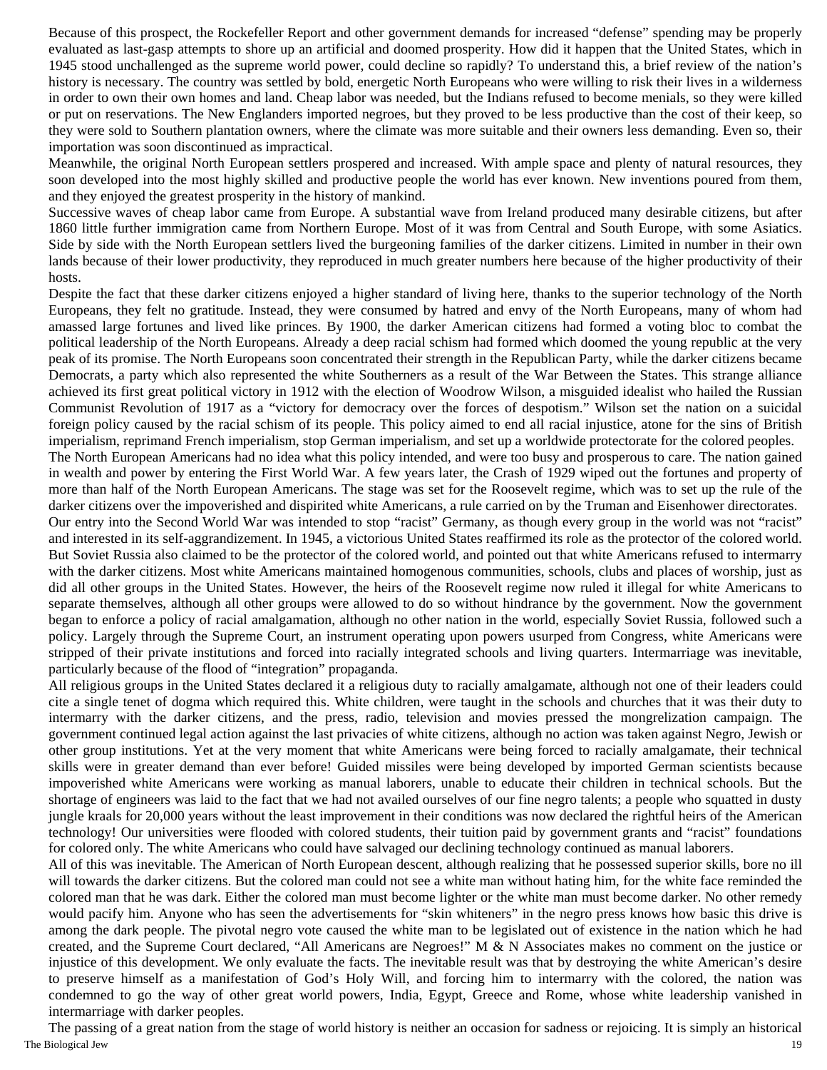Because of this prospect, the Rockefeller Report and other government demands for increased "defense" spending may be properly evaluated as last-gasp attempts to shore up an artificial and doomed prosperity. How did it happen that the United States, which in 1945 stood unchallenged as the supreme world power, could decline so rapidly? To understand this, a brief review of the nation's history is necessary. The country was settled by bold, energetic North Europeans who were willing to risk their lives in a wilderness in order to own their own homes and land. Cheap labor was needed, but the Indians refused to become menials, so they were killed or put on reservations. The New Englanders imported negroes, but they proved to be less productive than the cost of their keep, so they were sold to Southern plantation owners, where the climate was more suitable and their owners less demanding. Even so, their importation was soon discontinued as impractical.

Meanwhile, the original North European settlers prospered and increased. With ample space and plenty of natural resources, they soon developed into the most highly skilled and productive people the world has ever known. New inventions poured from them, and they enjoyed the greatest prosperity in the history of mankind.

Successive waves of cheap labor came from Europe. A substantial wave from Ireland produced many desirable citizens, but after 1860 little further immigration came from Northern Europe. Most of it was from Central and South Europe, with some Asiatics. Side by side with the North European settlers lived the burgeoning families of the darker citizens. Limited in number in their own lands because of their lower productivity, they reproduced in much greater numbers here because of the higher productivity of their hosts.

Despite the fact that these darker citizens enjoyed a higher standard of living here, thanks to the superior technology of the North Europeans, they felt no gratitude. Instead, they were consumed by hatred and envy of the North Europeans, many of whom had amassed large fortunes and lived like princes. By 1900, the darker American citizens had formed a voting bloc to combat the political leadership of the North Europeans. Already a deep racial schism had formed which doomed the young republic at the very peak of its promise. The North Europeans soon concentrated their strength in the Republican Party, while the darker citizens became Democrats, a party which also represented the white Southerners as a result of the War Between the States. This strange alliance achieved its first great political victory in 1912 with the election of Woodrow Wilson, a misguided idealist who hailed the Russian Communist Revolution of 1917 as a "victory for democracy over the forces of despotism." Wilson set the nation on a suicidal foreign policy caused by the racial schism of its people. This policy aimed to end all racial injustice, atone for the sins of British imperialism, reprimand French imperialism, stop German imperialism, and set up a worldwide protectorate for the colored peoples.

The North European Americans had no idea what this policy intended, and were too busy and prosperous to care. The nation gained in wealth and power by entering the First World War. A few years later, the Crash of 1929 wiped out the fortunes and property of more than half of the North European Americans. The stage was set for the Roosevelt regime, which was to set up the rule of the darker citizens over the impoverished and dispirited white Americans, a rule carried on by the Truman and Eisenhower directorates.

Our entry into the Second World War was intended to stop "racist" Germany, as though every group in the world was not "racist" and interested in its self-aggrandizement. In 1945, a victorious United States reaffirmed its role as the protector of the colored world. But Soviet Russia also claimed to be the protector of the colored world, and pointed out that white Americans refused to intermarry with the darker citizens. Most white Americans maintained homogenous communities, schools, clubs and places of worship, just as did all other groups in the United States. However, the heirs of the Roosevelt regime now ruled it illegal for white Americans to separate themselves, although all other groups were allowed to do so without hindrance by the government. Now the government began to enforce a policy of racial amalgamation, although no other nation in the world, especially Soviet Russia, followed such a policy. Largely through the Supreme Court, an instrument operating upon powers usurped from Congress, white Americans were stripped of their private institutions and forced into racially integrated schools and living quarters. Intermarriage was inevitable, particularly because of the flood of "integration" propaganda.

All religious groups in the United States declared it a religious duty to racially amalgamate, although not one of their leaders could cite a single tenet of dogma which required this. White children, were taught in the schools and churches that it was their duty to intermarry with the darker citizens, and the press, radio, television and movies pressed the mongrelization campaign. The government continued legal action against the last privacies of white citizens, although no action was taken against Negro, Jewish or other group institutions. Yet at the very moment that white Americans were being forced to racially amalgamate, their technical skills were in greater demand than ever before! Guided missiles were being developed by imported German scientists because impoverished white Americans were working as manual laborers, unable to educate their children in technical schools. But the shortage of engineers was laid to the fact that we had not availed ourselves of our fine negro talents; a people who squatted in dusty jungle kraals for 20,000 years without the least improvement in their conditions was now declared the rightful heirs of the American technology! Our universities were flooded with colored students, their tuition paid by government grants and "racist" foundations for colored only. The white Americans who could have salvaged our declining technology continued as manual laborers.

All of this was inevitable. The American of North European descent, although realizing that he possessed superior skills, bore no ill will towards the darker citizens. But the colored man could not see a white man without hating him, for the white face reminded the colored man that he was dark. Either the colored man must become lighter or the white man must become darker. No other remedy would pacify him. Anyone who has seen the advertisements for "skin whiteners" in the negro press knows how basic this drive is among the dark people. The pivotal negro vote caused the white man to be legislated out of existence in the nation which he had created, and the Supreme Court declared, "All Americans are Negroes!" M & N Associates makes no comment on the justice or injustice of this development. We only evaluate the facts. The inevitable result was that by destroying the white American's desire to preserve himself as a manifestation of God's Holy Will, and forcing him to intermarry with the colored, the nation was condemned to go the way of other great world powers, India, Egypt, Greece and Rome, whose white leadership vanished in intermarriage with darker peoples.

The passing of a great nation from the stage of world history is neither an occasion for sadness or rejoicing. It is simply an historical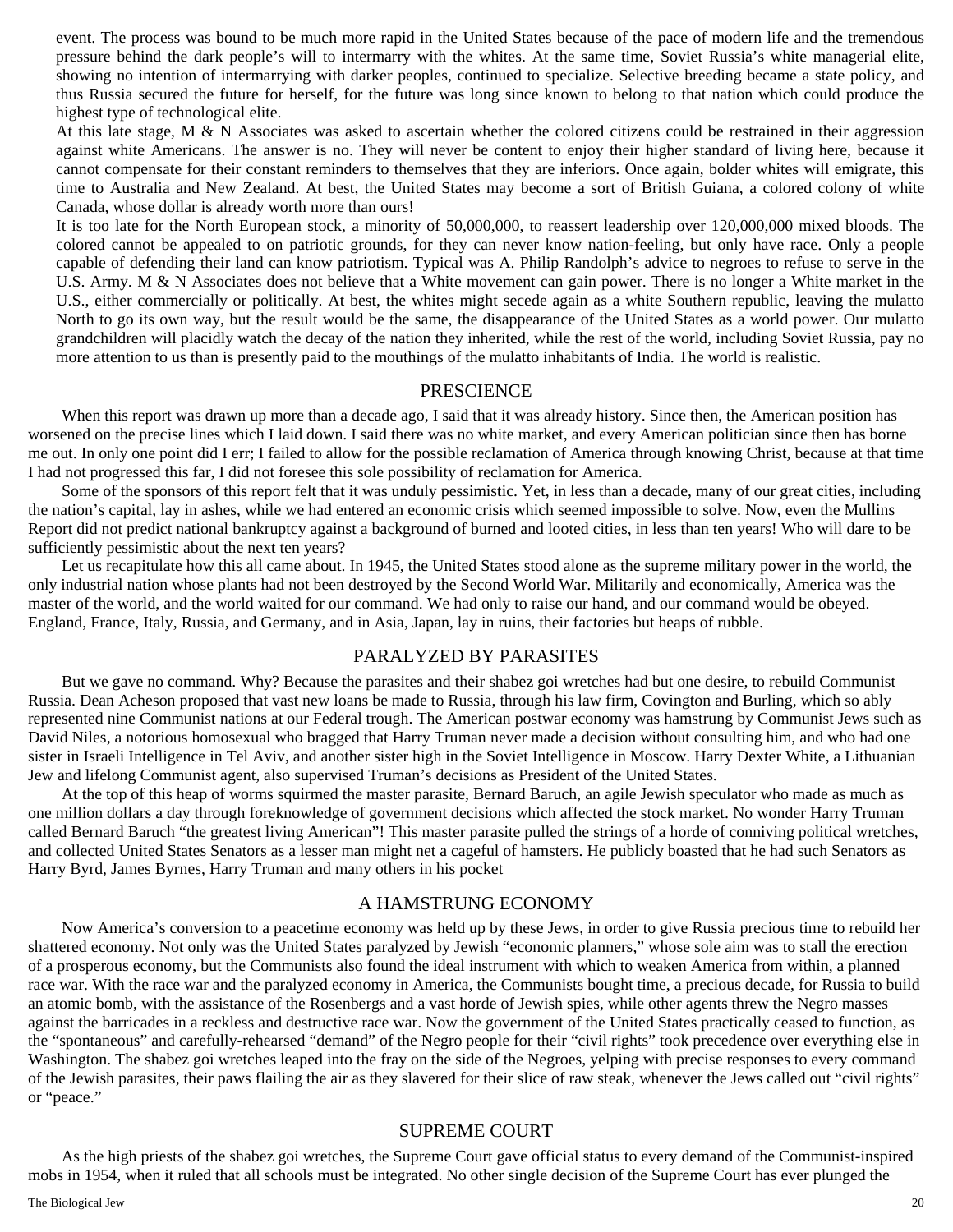event. The process was bound to be much more rapid in the United States because of the pace of modern life and the tremendous pressure behind the dark people's will to intermarry with the whites. At the same time, Soviet Russia's white managerial elite, showing no intention of intermarrying with darker peoples, continued to specialize. Selective breeding became a state policy, and thus Russia secured the future for herself, for the future was long since known to belong to that nation which could produce the highest type of technological elite.

At this late stage, M & N Associates was asked to ascertain whether the colored citizens could be restrained in their aggression against white Americans. The answer is no. They will never be content to enjoy their higher standard of living here, because it cannot compensate for their constant reminders to themselves that they are inferiors. Once again, bolder whites will emigrate, this time to Australia and New Zealand. At best, the United States may become a sort of British Guiana, a colored colony of white Canada, whose dollar is already worth more than ours!

It is too late for the North European stock, a minority of 50,000,000, to reassert leadership over 120,000,000 mixed bloods. The colored cannot be appealed to on patriotic grounds, for they can never know nation-feeling, but only have race. Only a people capable of defending their land can know patriotism. Typical was A. Philip Randolph's advice to negroes to refuse to serve in the U.S. Army. M & N Associates does not believe that a White movement can gain power. There is no longer a White market in the U.S., either commercially or politically. At best, the whites might secede again as a white Southern republic, leaving the mulatto North to go its own way, but the result would be the same, the disappearance of the United States as a world power. Our mulatto grandchildren will placidly watch the decay of the nation they inherited, while the rest of the world, including Soviet Russia, pay no more attention to us than is presently paid to the mouthings of the mulatto inhabitants of India. The world is realistic.

## PRESCIENCE

When this report was drawn up more than a decade ago, I said that it was already history. Since then, the American position has worsened on the precise lines which I laid down. I said there was no white market, and every American politician since then has borne me out. In only one point did I err; I failed to allow for the possible reclamation of America through knowing Christ, because at that time I had not progressed this far, I did not foresee this sole possibility of reclamation for America.

Some of the sponsors of this report felt that it was unduly pessimistic. Yet, in less than a decade, many of our great cities, including the nation's capital, lay in ashes, while we had entered an economic crisis which seemed impossible to solve. Now, even the Mullins Report did not predict national bankruptcy against a background of burned and looted cities, in less than ten years! Who will dare to be sufficiently pessimistic about the next ten years?

Let us recapitulate how this all came about. In 1945, the United States stood alone as the supreme military power in the world, the only industrial nation whose plants had not been destroyed by the Second World War. Militarily and economically, America was the master of the world, and the world waited for our command. We had only to raise our hand, and our command would be obeyed. England, France, Italy, Russia, and Germany, and in Asia, Japan, lay in ruins, their factories but heaps of rubble.

## PARALYZED BY PARASITES

But we gave no command. Why? Because the parasites and their shabez goi wretches had but one desire, to rebuild Communist Russia. Dean Acheson proposed that vast new loans be made to Russia, through his law firm, Covington and Burling, which so ably represented nine Communist nations at our Federal trough. The American postwar economy was hamstrung by Communist Jews such as David Niles, a notorious homosexual who bragged that Harry Truman never made a decision without consulting him, and who had one sister in Israeli Intelligence in Tel Aviv, and another sister high in the Soviet Intelligence in Moscow. Harry Dexter White, a Lithuanian Jew and lifelong Communist agent, also supervised Truman's decisions as President of the United States.

At the top of this heap of worms squirmed the master parasite, Bernard Baruch, an agile Jewish speculator who made as much as one million dollars a day through foreknowledge of government decisions which affected the stock market. No wonder Harry Truman called Bernard Baruch "the greatest living American"! This master parasite pulled the strings of a horde of conniving political wretches, and collected United States Senators as a lesser man might net a cageful of hamsters. He publicly boasted that he had such Senators as Harry Byrd, James Byrnes, Harry Truman and many others in his pocket

## A HAMSTRUNG ECONOMY

Now America's conversion to a peacetime economy was held up by these Jews, in order to give Russia precious time to rebuild her shattered economy. Not only was the United States paralyzed by Jewish "economic planners," whose sole aim was to stall the erection of a prosperous economy, but the Communists also found the ideal instrument with which to weaken America from within, a planned race war. With the race war and the paralyzed economy in America, the Communists bought time, a precious decade, for Russia to build an atomic bomb, with the assistance of the Rosenbergs and a vast horde of Jewish spies, while other agents threw the Negro masses against the barricades in a reckless and destructive race war. Now the government of the United States practically ceased to function, as the "spontaneous" and carefully-rehearsed "demand" of the Negro people for their "civil rights" took precedence over everything else in Washington. The shabez goi wretches leaped into the fray on the side of the Negroes, yelping with precise responses to every command of the Jewish parasites, their paws flailing the air as they slavered for their slice of raw steak, whenever the Jews called out "civil rights" or "peace."

## SUPREME COURT

As the high priests of the shabez goi wretches, the Supreme Court gave official status to every demand of the Communist-inspired mobs in 1954, when it ruled that all schools must be integrated. No other single decision of the Supreme Court has ever plunged the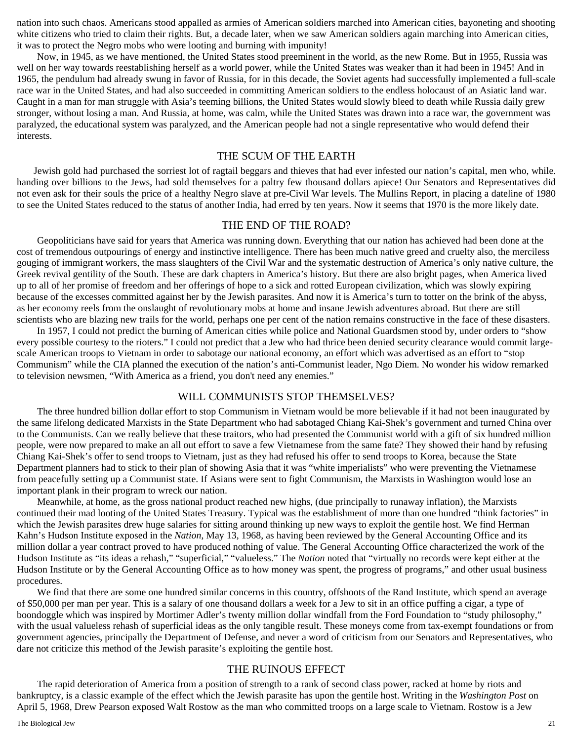nation into such chaos. Americans stood appalled as armies of American soldiers marched into American cities, bayoneting and shooting white citizens who tried to claim their rights. But, a decade later, when we saw American soldiers again marching into American cities, it was to protect the Negro mobs who were looting and burning with impunity!

Now, in 1945, as we have mentioned, the United States stood preeminent in the world, as the new Rome. But in 1955, Russia was well on her way towards reestablishing herself as a world power, while the United States was weaker than it had been in 1945! And in 1965, the pendulum had already swung in favor of Russia, for in this decade, the Soviet agents had successfully implemented a full-scale race war in the United States, and had also succeeded in committing American soldiers to the endless holocaust of an Asiatic land war. Caught in a man for man struggle with Asia's teeming billions, the United States would slowly bleed to death while Russia daily grew stronger, without losing a man. And Russia, at home, was calm, while the United States was drawn into a race war, the government was paralyzed, the educational system was paralyzed, and the American people had not a single representative who would defend their interests.

## THE SCUM OF THE EARTH

Jewish gold had purchased the sorriest lot of ragtail beggars and thieves that had ever infested our nation's capital, men who, while. handing over billions to the Jews, had sold themselves for a paltry few thousand dollars apiece! Our Senators and Representatives did not even ask for their souls the price of a healthy Negro slave at pre-Civil War levels. The Mullins Report, in placing a dateline of 1980 to see the United States reduced to the status of another India, had erred by ten years. Now it seems that 1970 is the more likely date.

## THE END OF THE ROAD?

Geopoliticians have said for years that America was running down. Everything that our nation has achieved had been done at the cost of tremendous outpourings of energy and instinctive intelligence. There has been much native greed and cruelty also, the merciless gouging of immigrant workers, the mass slaughters of the Civil War and the systematic destruction of America's only native culture, the Greek revival gentility of the South. These are dark chapters in America's history. But there are also bright pages, when America lived up to all of her promise of freedom and her offerings of hope to a sick and rotted European civilization, which was slowly expiring because of the excesses committed against her by the Jewish parasites. And now it is America's turn to totter on the brink of the abyss, as her economy reels from the onslaught of revolutionary mobs at home and insane Jewish adventures abroad. But there are still scientists who are blazing new trails for the world, perhaps one per cent of the nation remains constructive in the face of these disasters.

In 1957, I could not predict the burning of American cities while police and National Guardsmen stood by, under orders to "show every possible courtesy to the rioters." I could not predict that a Jew who had thrice been denied security clearance would commit large-scale American troops to Vietnam in order to sabotage our national economy, an effort which was advertised as an effort to "stop Communism" while the CIA planned the execution of the nation's anti-Communist leader, Ngo Diem. No wonder his widow remarked to television newsmen, "With America as a friend, you don't need any enemies."

## WILL COMMUNISTS STOP THEMSELVES?

The three hundred billion dollar effort to stop Communism in Vietnam would be more believable if it had not been inaugurated by the same lifelong dedicated Marxists in the State Department who had sabotaged Chiang Kai-Shek's government and turned China over to the Communists. Can we really believe that these traitors, who had presented the Communist world with a gift of six hundred million people, were now prepared to make an all out effort to save a few Vietnamese from the same fate? They showed their hand by refusing Chiang Kai-Shek's offer to send troops to Vietnam, just as they had refused his offer to send troops to Korea, because the State Department planners had to stick to their plan of showing Asia that it was "white imperialists" who were preventing the Vietnamese from peacefully setting up a Communist state. If Asians were sent to fight Communism, the Marxists in Washington would lose an important plank in their program to wreck our nation.

Meanwhile, at home, as the gross national product reached new highs, (due principally to runaway inflation), the Marxists continued their mad looting of the United States Treasury. Typical was the establishment of more than one hundred "think factories" in which the Jewish parasites drew huge salaries for sitting around thinking up new ways to exploit the gentile host. We find Herman Kahn's Hudson Institute exposed in the *Nation*, May 13, 1968, as having been reviewed by the General Accounting Office and its million dollar a year contract proved to have produced nothing of value. The General Accounting Office characterized the work of the Hudson Institute as "its ideas a rehash," "superficial," "valueless." The *Nation* noted that "virtually no records were kept either at the Hudson Institute or by the General Accounting Office as to how money was spent, the progress of programs," and other usual business procedures.

We find that there are some one hundred similar concerns in this country, offshoots of the Rand Institute, which spend an average of $50,000 per man per year. This is a salary of one thousand dollars a week for a Jew to sit in an office puffing a cigar, a type of boondoggle which was inspired by Mortimer Adler's twenty million dollar windfall from the Ford Foundation to "study philosophy," with the usual valueless rehash of superficial ideas as the only tangible result. These moneys come from tax-exempt foundations or from government agencies, principally the Department of Defense, and never a word of criticism from our Senators and Representatives, who dare not criticize this method of the Jewish parasite's exploiting the gentile host.

## THE RUINOUS EFFECT

The rapid deterioration of America from a position of strength to a rank of second class power, racked at home by riots and bankruptcy, is a classic example of the effect which the Jewish parasite has upon the gentile host. Writing in the *Washington Post* on April 5, 1968, Drew Pearson exposed Walt Rostow as the man who committed troops on a large scale to Vietnam. Rostow is a Jew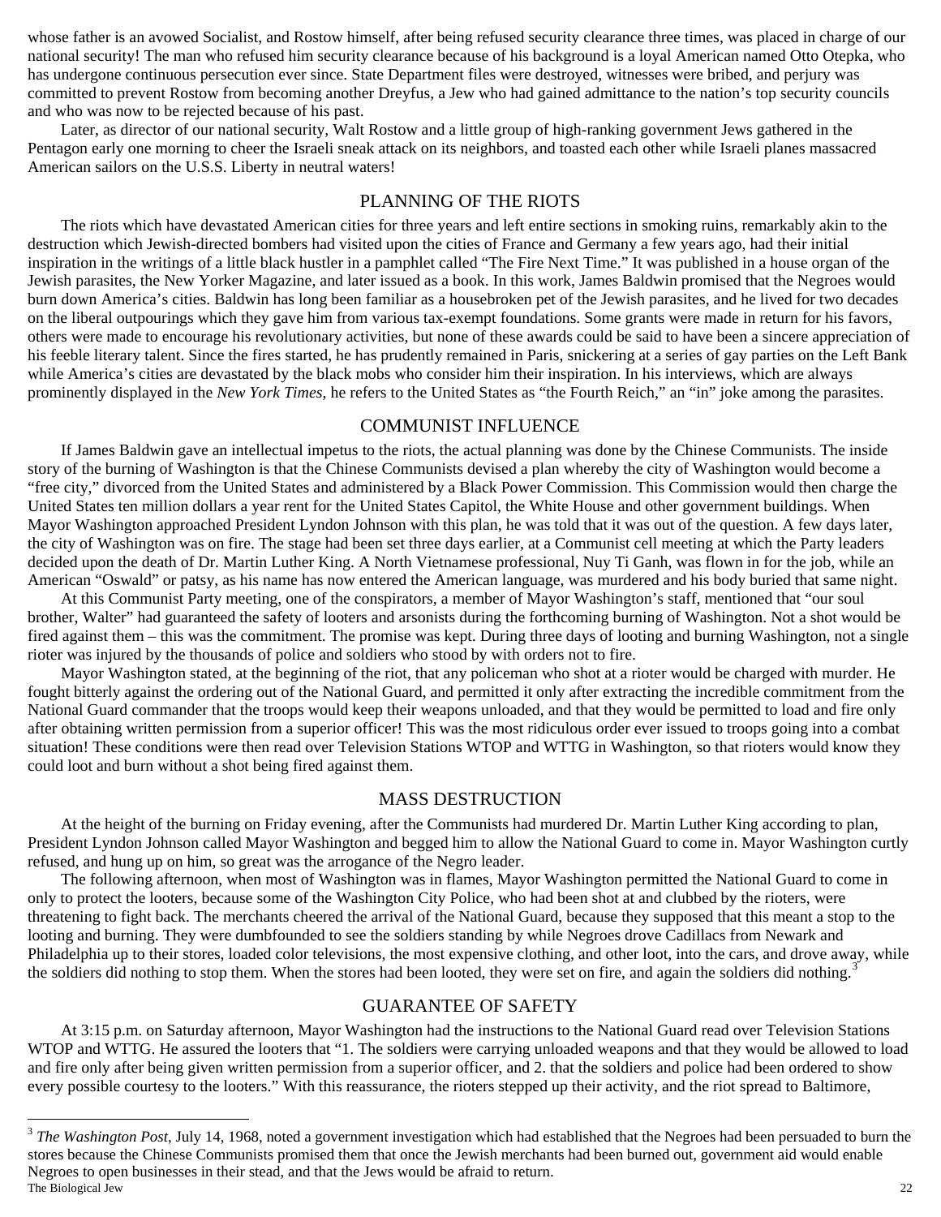whose father is an avowed Socialist, and Rostow himself, after being refused security clearance three times, was placed in charge of our national security! The man who refused him security clearance because of his background is a loyal American named Otto Otepka, who has undergone continuous persecution ever since. State Department files were destroyed, witnesses were bribed, and perjury was committed to prevent Rostow from becoming another Dreyfus, a Jew who had gained admittance to the nation's top security councils and who was now to be rejected because of his past.

Later, as director of our national security, Walt Rostow and a little group of high-ranking government Jews gathered in the Pentagon early one morning to cheer the Israeli sneak attack on its neighbors, and toasted each other while Israeli planes massacred American sailors on the U.S.S. Liberty in neutral waters!

## PLANNING OF THE RIOTS

The riots which have devastated American cities for three years and left entire sections in smoking ruins, remarkably akin to the destruction which Jewish-directed bombers had visited upon the cities of France and Germany a few years ago, had their initial inspiration in the writings of a little black hustler in a pamphlet called "The Fire Next Time." It was published in a house organ of the Jewish parasites, the New Yorker Magazine, and later issued as a book. In this work, James Baldwin promised that the Negroes would burn down America's cities. Baldwin has long been familiar as a housebroken pet of the Jewish parasites, and he lived for two decades on the liberal outpourings which they gave him from various tax-exempt foundations. Some grants were made in return for his favors, others were made to encourage his revolutionary activities, but none of these awards could be said to have been a sincere appreciation of his feeble literary talent. Since the fires started, he has prudently remained in Paris, snickering at a series of gay parties on the Left Bank while America's cities are devastated by the black mobs who consider him their inspiration. In his interviews, which are always prominently displayed in the *New York Times*, he refers to the United States as "the Fourth Reich," an "in" joke among the parasites.

## COMMUNIST INFLUENCE

If James Baldwin gave an intellectual impetus to the riots, the actual planning was done by the Chinese Communists. The inside story of the burning of Washington is that the Chinese Communists devised a plan whereby the city of Washington would become a "free city," divorced from the United States and administered by a Black Power Commission. This Commission would then charge the United States ten million dollars a year rent for the United States Capitol, the White House and other government buildings. When Mayor Washington approached President Lyndon Johnson with this plan, he was told that it was out of the question. A few days later, the city of Washington was on fire. The stage had been set three days earlier, at a Communist cell meeting at which the Party leaders decided upon the death of Dr. Martin Luther King. A North Vietnamese professional, Nuy Ti Ganh, was flown in for the job, while an American "Oswald" or patsy, as his name has now entered the American language, was murdered and his body buried that same night.

At this Communist Party meeting, one of the conspirators, a member of Mayor Washington's staff, mentioned that "our soul brother, Walter" had guaranteed the safety of looters and arsonists during the forthcoming burning of Washington. Not a shot would be fired against them – this was the commitment. The promise was kept. During three days of looting and burning Washington, not a single rioter was injured by the thousands of police and soldiers who stood by with orders not to fire.

Mayor Washington stated, at the beginning of the riot, that any policeman who shot at a rioter would be charged with murder. He fought bitterly against the ordering out of the National Guard, and permitted it only after extracting the incredible commitment from the National Guard commander that the troops would keep their weapons unloaded, and that they would be permitted to load and fire only after obtaining written permission from a superior officer! This was the most ridiculous order ever issued to troops going into a combat situation! These conditions were then read over Television Stations WTOP and WTTG in Washington, so that rioters would know they could loot and burn without a shot being fired against them.

## MASS DESTRUCTION

At the height of the burning on Friday evening, after the Communists had murdered Dr. Martin Luther King according to plan, President Lyndon Johnson called Mayor Washington and begged him to allow the National Guard to come in. Mayor Washington curtly refused, and hung up on him, so great was the arrogance of the Negro leader.

The following afternoon, when most of Washington was in flames, Mayor Washington permitted the National Guard to come in only to protect the looters, because some of the Washington City Police, who had been shot at and clubbed by the rioters, were threatening to fight back. The merchants cheered the arrival of the National Guard, because they supposed that this meant a stop to the looting and burning. They were dumbfounded to see the soldiers standing by while Negroes drove Cadillacs from Newark and Philadelphia up to their stores, loaded color televisions, the most expensive clothing, and other loot, into the cars, and drove away, while the soldiers did nothing to stop them. When the stores had been looted, they were set on fire, and again the soldiers did nothing.[3]

## GUARANTEE OF SAFETY

At 3:15 p.m. on Saturday afternoon, Mayor Washington had the instructions to the National Guard read over Television Stations WTOP and WTTG. He assured the looters that "1. The soldiers were carrying unloaded weapons and that they would be allowed to load and fire only after being given written permission from a superior officer, and 2. that the soldiers and police had been ordered to show every possible courtesy to the looters." With this reassurance, the rioters stepped up their activity, and the riot spread to Baltimore,

---

[3] *The Washington Post*, July 14, 1968, noted a government investigation which had established that the Negroes had been persuaded to burn the stores because the Chinese Communists promised them that once the Jewish merchants had been burned out, government aid would enable Negroes to open businesses in their stead, and that the Jews would be afraid to return.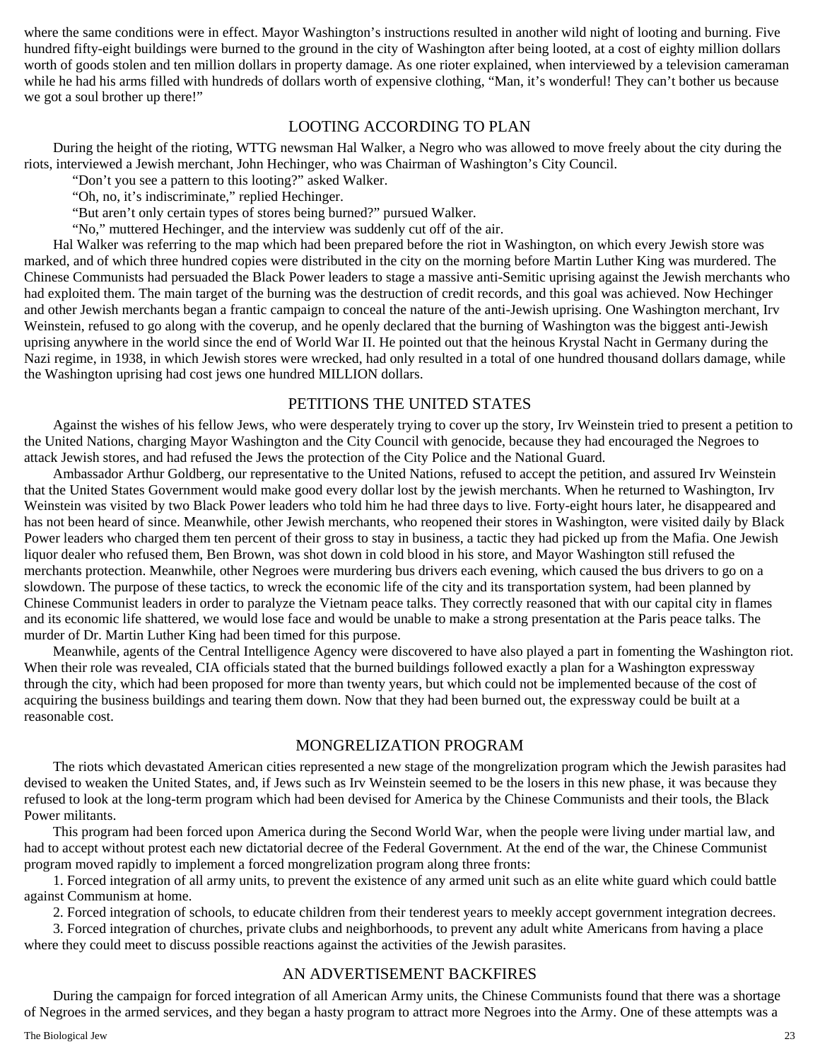where the same conditions were in effect. Mayor Washington's instructions resulted in another wild night of looting and burning. Five hundred fifty-eight buildings were burned to the ground in the city of Washington after being looted, at a cost of eighty million dollars worth of goods stolen and ten million dollars in property damage. As one rioter explained, when interviewed by a television cameraman while he had his arms filled with hundreds of dollars worth of expensive clothing, "Man, it's wonderful! They can't bother us because we got a soul brother up there!"

## LOOTING ACCORDING TO PLAN

During the height of the rioting, WTTG newsman Hal Walker, a Negro who was allowed to move freely about the city during the riots, interviewed a Jewish merchant, John Hechinger, who was Chairman of Washington's City Council.

"Don't you see a pattern to this looting?" asked Walker.

"Oh, no, it's indiscriminate," replied Hechinger.

"But aren't only certain types of stores being burned?" pursued Walker.

"No," muttered Hechinger, and the interview was suddenly cut off of the air.

Hal Walker was referring to the map which had been prepared before the riot in Washington, on which every Jewish store was marked, and of which three hundred copies were distributed in the city on the morning before Martin Luther King was murdered. The Chinese Communists had persuaded the Black Power leaders to stage a massive anti-Semitic uprising against the Jewish merchants who had exploited them. The main target of the burning was the destruction of credit records, and this goal was achieved. Now Hechinger and other Jewish merchants began a frantic campaign to conceal the nature of the anti-Jewish uprising. One Washington merchant, Irv Weinstein, refused to go along with the coverup, and he openly declared that the burning of Washington was the biggest anti-Jewish uprising anywhere in the world since the end of World War II. He pointed out that the heinous Krystal Nacht in Germany during the Nazi regime, in 1938, in which Jewish stores were wrecked, had only resulted in a total of one hundred thousand dollars damage, while the Washington uprising had cost jews one hundred MILLION dollars.

## PETITIONS THE UNITED STATES

Against the wishes of his fellow Jews, who were desperately trying to cover up the story, Irv Weinstein tried to present a petition to the United Nations, charging Mayor Washington and the City Council with genocide, because they had encouraged the Negroes to attack Jewish stores, and had refused the Jews the protection of the City Police and the National Guard.

Ambassador Arthur Goldberg, our representative to the United Nations, refused to accept the petition, and assured Irv Weinstein that the United States Government would make good every dollar lost by the jewish merchants. When he returned to Washington, Irv Weinstein was visited by two Black Power leaders who told him he had three days to live. Forty-eight hours later, he disappeared and has not been heard of since. Meanwhile, other Jewish merchants, who reopened their stores in Washington, were visited daily by Black Power leaders who charged them ten percent of their gross to stay in business, a tactic they had picked up from the Mafia. One Jewish liquor dealer who refused them, Ben Brown, was shot down in cold blood in his store, and Mayor Washington still refused the merchants protection. Meanwhile, other Negroes were murdering bus drivers each evening, which caused the bus drivers to go on a slowdown. The purpose of these tactics, to wreck the economic life of the city and its transportation system, had been planned by Chinese Communist leaders in order to paralyze the Vietnam peace talks. They correctly reasoned that with our capital city in flames and its economic life shattered, we would lose face and would be unable to make a strong presentation at the Paris peace talks. The murder of Dr. Martin Luther King had been timed for this purpose.

Meanwhile, agents of the Central Intelligence Agency were discovered to have also played a part in fomenting the Washington riot. When their role was revealed, CIA officials stated that the burned buildings followed exactly a plan for a Washington expressway through the city, which had been proposed for more than twenty years, but which could not be implemented because of the cost of acquiring the business buildings and tearing them down. Now that they had been burned out, the expressway could be built at a reasonable cost.

## MONGRELIZATION PROGRAM

The riots which devastated American cities represented a new stage of the mongrelization program which the Jewish parasites had devised to weaken the United States, and, if Jews such as Irv Weinstein seemed to be the losers in this new phase, it was because they refused to look at the long-term program which had been devised for America by the Chinese Communists and their tools, the Black Power militants.

This program had been forced upon America during the Second World War, when the people were living under martial law, and had to accept without protest each new dictatorial decree of the Federal Government. At the end of the war, the Chinese Communist program moved rapidly to implement a forced mongrelization program along three fronts:

1. Forced integration of all army units, to prevent the existence of any armed unit such as an elite white guard which could battle against Communism at home.

2. Forced integration of schools, to educate children from their tenderest years to meekly accept government integration decrees.

3. Forced integration of churches, private clubs and neighborhoods, to prevent any adult white Americans from having a place where they could meet to discuss possible reactions against the activities of the Jewish parasites.

## AN ADVERTISEMENT BACKFIRES

During the campaign for forced integration of all American Army units, the Chinese Communists found that there was a shortage of Negroes in the armed services, and they began a hasty program to attract more Negroes into the Army. One of these attempts was a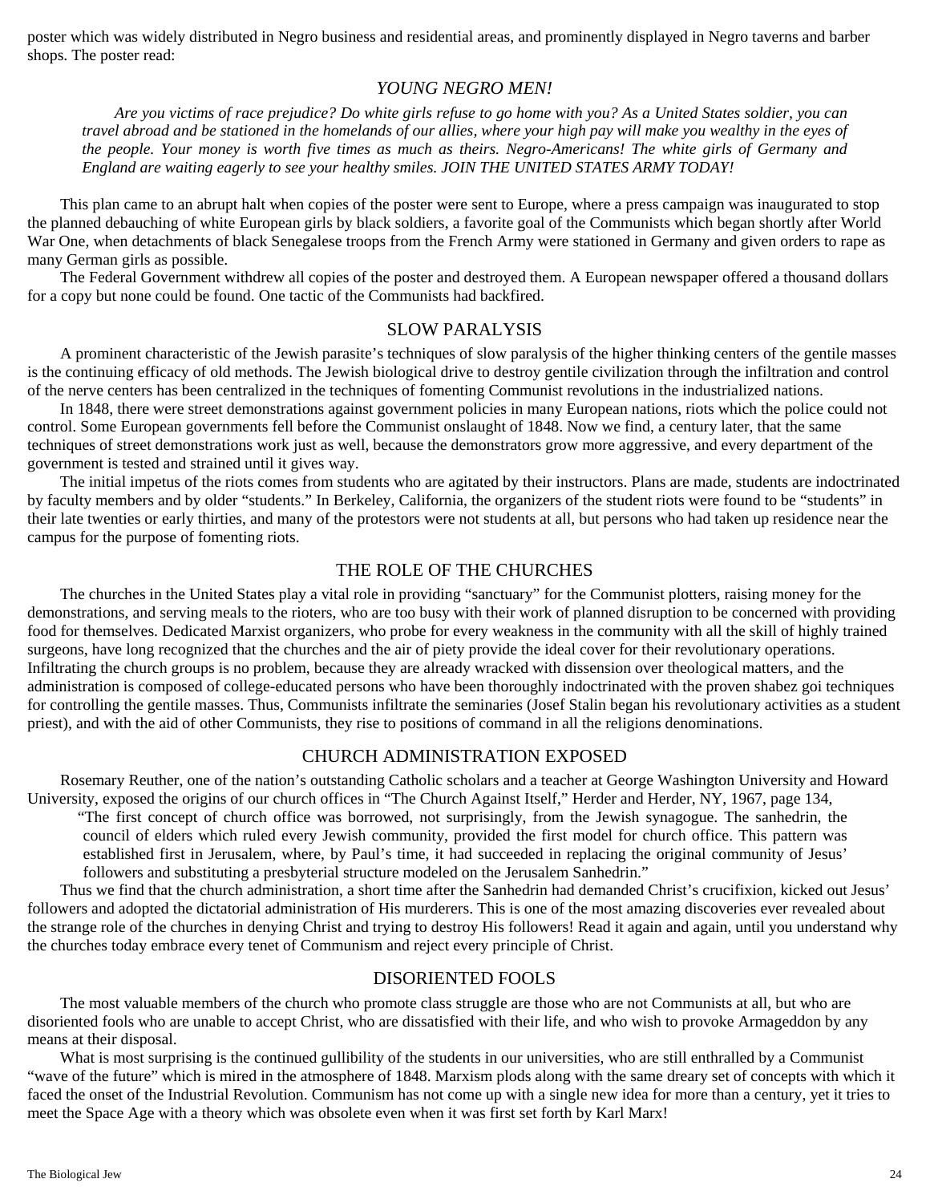poster which was widely distributed in Negro business and residential areas, and prominently displayed in Negro taverns and barber shops. The poster read:

### *YOUNG NEGRO MEN!*

> *Are you victims of race prejudice? Do white girls refuse to go home with you? As a United States soldier, you can travel abroad and be stationed in the homelands of our allies, where your high pay will make you wealthy in the eyes of the people. Your money is worth five times as much as theirs. Negro-Americans! The white girls of Germany and England are waiting eagerly to see your healthy smiles. JOIN THE UNITED STATES ARMY TODAY!*

This plan came to an abrupt halt when copies of the poster were sent to Europe, where a press campaign was inaugurated to stop the planned debauching of white European girls by black soldiers, a favorite goal of the Communists which began shortly after World War One, when detachments of black Senegalese troops from the French Army were stationed in Germany and given orders to rape as many German girls as possible.

The Federal Government withdrew all copies of the poster and destroyed them. A European newspaper offered a thousand dollars for a copy but none could be found. One tactic of the Communists had backfired.

## SLOW PARALYSIS

A prominent characteristic of the Jewish parasite's techniques of slow paralysis of the higher thinking centers of the gentile masses is the continuing efficacy of old methods. The Jewish biological drive to destroy gentile civilization through the infiltration and control of the nerve centers has been centralized in the techniques of fomenting Communist revolutions in the industrialized nations.

In 1848, there were street demonstrations against government policies in many European nations, riots which the police could not control. Some European governments fell before the Communist onslaught of 1848. Now we find, a century later, that the same techniques of street demonstrations work just as well, because the demonstrators grow more aggressive, and every department of the government is tested and strained until it gives way.

The initial impetus of the riots comes from students who are agitated by their instructors. Plans are made, students are indoctrinated by faculty members and by older "students." In Berkeley, California, the organizers of the student riots were found to be "students" in their late twenties or early thirties, and many of the protestors were not students at all, but persons who had taken up residence near the campus for the purpose of fomenting riots.

## THE ROLE OF THE CHURCHES

The churches in the United States play a vital role in providing "sanctuary" for the Communist plotters, raising money for the demonstrations, and serving meals to the rioters, who are too busy with their work of planned disruption to be concerned with providing food for themselves. Dedicated Marxist organizers, who probe for every weakness in the community with all the skill of highly trained surgeons, have long recognized that the churches and the air of piety provide the ideal cover for their revolutionary operations. Infiltrating the church groups is no problem, because they are already wracked with dissension over theological matters, and the administration is composed of college-educated persons who have been thoroughly indoctrinated with the proven shabez goi techniques for controlling the gentile masses. Thus, Communists infiltrate the seminaries (Josef Stalin began his revolutionary activities as a student priest), and with the aid of other Communists, they rise to positions of command in all the religions denominations.

## CHURCH ADMINISTRATION EXPOSED

Rosemary Reuther, one of the nation's outstanding Catholic scholars and a teacher at George Washington University and Howard University, exposed the origins of our church offices in "The Church Against Itself," Herder and Herder, NY, 1967, page 134,

> "The first concept of church office was borrowed, not surprisingly, from the Jewish synagogue. The sanhedrin, the council of elders which ruled every Jewish community, provided the first model for church office. This pattern was established first in Jerusalem, where, by Paul's time, it had succeeded in replacing the original community of Jesus' followers and substituting a presbyterial structure modeled on the Jerusalem Sanhedrin."

Thus we find that the church administration, a short time after the Sanhedrin had demanded Christ's crucifixion, kicked out Jesus' followers and adopted the dictatorial administration of His murderers. This is one of the most amazing discoveries ever revealed about the strange role of the churches in denying Christ and trying to destroy His followers! Read it again and again, until you understand why the churches today embrace every tenet of Communism and reject every principle of Christ.

## DISORIENTED FOOLS

The most valuable members of the church who promote class struggle are those who are not Communists at all, but who are disoriented fools who are unable to accept Christ, who are dissatisfied with their life, and who wish to provoke Armageddon by any means at their disposal.

What is most surprising is the continued gullibility of the students in our universities, who are still enthralled by a Communist "wave of the future" which is mired in the atmosphere of 1848. Marxism plods along with the same dreary set of concepts with which it faced the onset of the Industrial Revolution. Communism has not come up with a single new idea for more than a century, yet it tries to meet the Space Age with a theory which was obsolete even when it was first set forth by Karl Marx!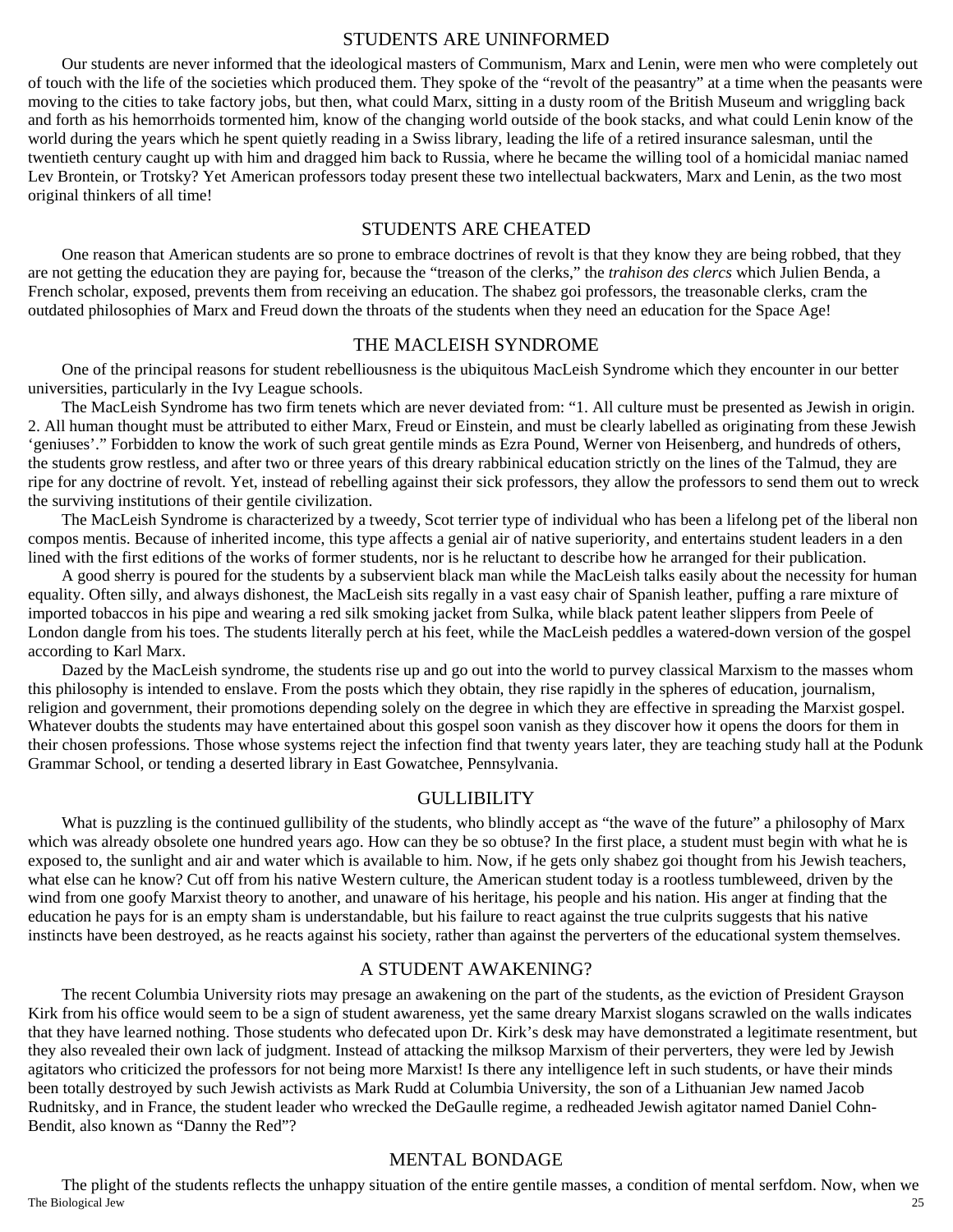## STUDENTS ARE UNINFORMED

Our students are never informed that the ideological masters of Communism, Marx and Lenin, were men who were completely out of touch with the life of the societies which produced them. They spoke of the "revolt of the peasantry" at a time when the peasants were moving to the cities to take factory jobs, but then, what could Marx, sitting in a dusty room of the British Museum and wriggling back and forth as his hemorrhoids tormented him, know of the changing world outside of the book stacks, and what could Lenin know of the world during the years which he spent quietly reading in a Swiss library, leading the life of a retired insurance salesman, until the twentieth century caught up with him and dragged him back to Russia, where he became the willing tool of a homicidal maniac named Lev Brontein, or Trotsky? Yet American professors today present these two intellectual backwaters, Marx and Lenin, as the two most original thinkers of all time!

## STUDENTS ARE CHEATED

One reason that American students are so prone to embrace doctrines of revolt is that they know they are being robbed, that they are not getting the education they are paying for, because the "treason of the clerks," the *trahison des clercs* which Julien Benda, a French scholar, exposed, prevents them from receiving an education. The shabez goi professors, the treasonable clerks, cram the outdated philosophies of Marx and Freud down the throats of the students when they need an education for the Space Age!

## THE MACLEISH SYNDROME

One of the principal reasons for student rebelliousness is the ubiquitous MacLeish Syndrome which they encounter in our better universities, particularly in the Ivy League schools.

The MacLeish Syndrome has two firm tenets which are never deviated from: "1. All culture must be presented as Jewish in origin. 2. All human thought must be attributed to either Marx, Freud or Einstein, and must be clearly labelled as originating from these Jewish 'geniuses'." Forbidden to know the work of such great gentile minds as Ezra Pound, Werner von Heisenberg, and hundreds of others, the students grow restless, and after two or three years of this dreary rabbinical education strictly on the lines of the Talmud, they are ripe for any doctrine of revolt. Yet, instead of rebelling against their sick professors, they allow the professors to send them out to wreck the surviving institutions of their gentile civilization.

The MacLeish Syndrome is characterized by a tweedy, Scot terrier type of individual who has been a lifelong pet of the liberal non compos mentis. Because of inherited income, this type affects a genial air of native superiority, and entertains student leaders in a den lined with the first editions of the works of former students, nor is he reluctant to describe how he arranged for their publication.

A good sherry is poured for the students by a subservient black man while the MacLeish talks easily about the necessity for human equality. Often silly, and always dishonest, the MacLeish sits regally in a vast easy chair of Spanish leather, puffing a rare mixture of imported tobaccos in his pipe and wearing a red silk smoking jacket from Sulka, while black patent leather slippers from Peele of London dangle from his toes. The students literally perch at his feet, while the MacLeish peddles a watered-down version of the gospel according to Karl Marx.

Dazed by the MacLeish syndrome, the students rise up and go out into the world to purvey classical Marxism to the masses whom this philosophy is intended to enslave. From the posts which they obtain, they rise rapidly in the spheres of education, journalism, religion and government, their promotions depending solely on the degree in which they are effective in spreading the Marxist gospel. Whatever doubts the students may have entertained about this gospel soon vanish as they discover how it opens the doors for them in their chosen professions. Those whose systems reject the infection find that twenty years later, they are teaching study hall at the Podunk Grammar School, or tending a deserted library in East Gowatchee, Pennsylvania.

## GULLIBILITY

What is puzzling is the continued gullibility of the students, who blindly accept as "the wave of the future" a philosophy of Marx which was already obsolete one hundred years ago. How can they be so obtuse? In the first place, a student must begin with what he is exposed to, the sunlight and air and water which is available to him. Now, if he gets only shabez goi thought from his Jewish teachers, what else can he know? Cut off from his native Western culture, the American student today is a rootless tumbleweed, driven by the wind from one goofy Marxist theory to another, and unaware of his heritage, his people and his nation. His anger at finding that the education he pays for is an empty sham is understandable, but his failure to react against the true culprits suggests that his native instincts have been destroyed, as he reacts against his society, rather than against the perverters of the educational system themselves.

## A STUDENT AWAKENING?

The recent Columbia University riots may presage an awakening on the part of the students, as the eviction of President Grayson Kirk from his office would seem to be a sign of student awareness, yet the same dreary Marxist slogans scrawled on the walls indicates that they have learned nothing. Those students who defecated upon Dr. Kirk's desk may have demonstrated a legitimate resentment, but they also revealed their own lack of judgment. Instead of attacking the milksop Marxism of their perverters, they were led by Jewish agitators who criticized the professors for not being more Marxist! Is there any intelligence left in such students, or have their minds been totally destroyed by such Jewish activists as Mark Rudd at Columbia University, the son of a Lithuanian Jew named Jacob Rudnitsky, and in France, the student leader who wrecked the DeGaulle regime, a redheaded Jewish agitator named Daniel Cohn-Bendit, also known as "Danny the Red"?

## MENTAL BONDAGE

The plight of the students reflects the unhappy situation of the entire gentile masses, a condition of mental serfdom. Now, when we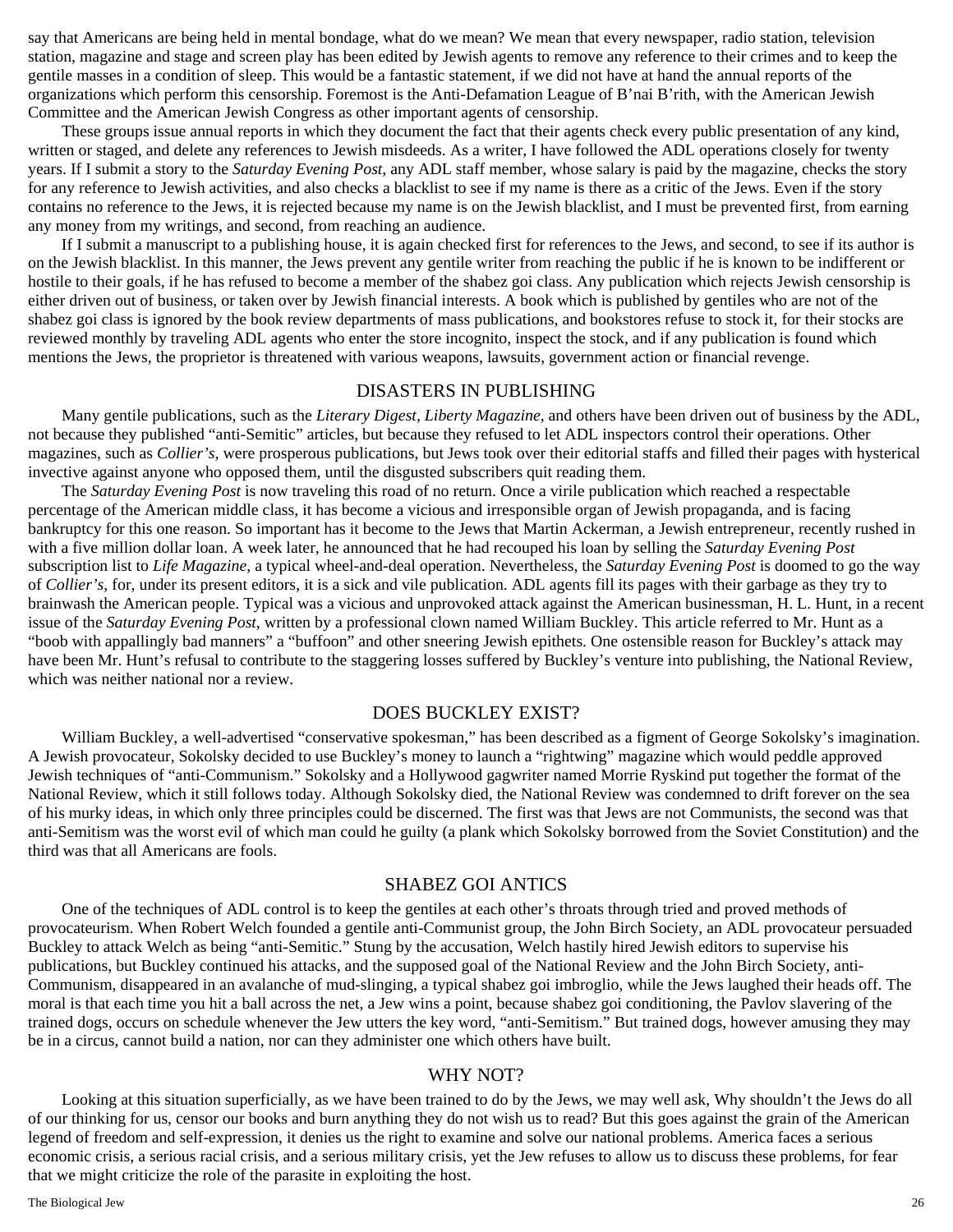say that Americans are being held in mental bondage, what do we mean? We mean that every newspaper, radio station, television station, magazine and stage and screen play has been edited by Jewish agents to remove any reference to their crimes and to keep the gentile masses in a condition of sleep. This would be a fantastic statement, if we did not have at hand the annual reports of the organizations which perform this censorship. Foremost is the Anti-Defamation League of B'nai B'rith, with the American Jewish Committee and the American Jewish Congress as other important agents of censorship.

These groups issue annual reports in which they document the fact that their agents check every public presentation of any kind, written or staged, and delete any references to Jewish misdeeds. As a writer, I have followed the ADL operations closely for twenty years. If I submit a story to the *Saturday Evening Post*, any ADL staff member, whose salary is paid by the magazine, checks the story for any reference to Jewish activities, and also checks a blacklist to see if my name is there as a critic of the Jews. Even if the story contains no reference to the Jews, it is rejected because my name is on the Jewish blacklist, and I must be prevented first, from earning any money from my writings, and second, from reaching an audience.

If I submit a manuscript to a publishing house, it is again checked first for references to the Jews, and second, to see if its author is on the Jewish blacklist. In this manner, the Jews prevent any gentile writer from reaching the public if he is known to be indifferent or hostile to their goals, if he has refused to become a member of the shabez goi class. Any publication which rejects Jewish censorship is either driven out of business, or taken over by Jewish financial interests. A book which is published by gentiles who are not of the shabez goi class is ignored by the book review departments of mass publications, and bookstores refuse to stock it, for their stocks are reviewed monthly by traveling ADL agents who enter the store incognito, inspect the stock, and if any publication is found which mentions the Jews, the proprietor is threatened with various weapons, lawsuits, government action or financial revenge.

## DISASTERS IN PUBLISHING

Many gentile publications, such as the *Literary Digest*, *Liberty Magazine*, and others have been driven out of business by the ADL, not because they published "anti-Semitic" articles, but because they refused to let ADL inspectors control their operations. Other magazines, such as *Collier's*, were prosperous publications, but Jews took over their editorial staffs and filled their pages with hysterical invective against anyone who opposed them, until the disgusted subscribers quit reading them.

The *Saturday Evening Post* is now traveling this road of no return. Once a virile publication which reached a respectable percentage of the American middle class, it has become a vicious and irresponsible organ of Jewish propaganda, and is facing bankruptcy for this one reason. So important has it become to the Jews that Martin Ackerman, a Jewish entrepreneur, recently rushed in with a five million dollar loan. A week later, he announced that he had recouped his loan by selling the *Saturday Evening Post* subscription list to *Life Magazine*, a typical wheel-and-deal operation. Nevertheless, the *Saturday Evening Post* is doomed to go the way of *Collier's*, for, under its present editors, it is a sick and vile publication. ADL agents fill its pages with their garbage as they try to brainwash the American people. Typical was a vicious and unprovoked attack against the American businessman, H. L. Hunt, in a recent issue of the *Saturday Evening Post*, written by a professional clown named William Buckley. This article referred to Mr. Hunt as a "boob with appallingly bad manners" a "buffoon" and other sneering Jewish epithets. One ostensible reason for Buckley's attack may have been Mr. Hunt's refusal to contribute to the staggering losses suffered by Buckley's venture into publishing, the National Review, which was neither national nor a review.

## DOES BUCKLEY EXIST?

William Buckley, a well-advertised "conservative spokesman," has been described as a figment of George Sokolsky's imagination. A Jewish provocateur, Sokolsky decided to use Buckley's money to launch a "rightwing" magazine which would peddle approved Jewish techniques of "anti-Communism." Sokolsky and a Hollywood gagwriter named Morrie Ryskind put together the format of the National Review, which it still follows today. Although Sokolsky died, the National Review was condemned to drift forever on the sea of his murky ideas, in which only three principles could be discerned. The first was that Jews are not Communists, the second was that anti-Semitism was the worst evil of which man could he guilty (a plank which Sokolsky borrowed from the Soviet Constitution) and the third was that all Americans are fools.

## SHABEZ GOI ANTICS

One of the techniques of ADL control is to keep the gentiles at each other's throats through tried and proved methods of provocateurism. When Robert Welch founded a gentile anti-Communist group, the John Birch Society, an ADL provocateur persuaded Buckley to attack Welch as being "anti-Semitic." Stung by the accusation, Welch hastily hired Jewish editors to supervise his publications, but Buckley continued his attacks, and the supposed goal of the National Review and the John Birch Society, anti-Communism, disappeared in an avalanche of mud-slinging, a typical shabez goi imbroglio, while the Jews laughed their heads off. The moral is that each time you hit a ball across the net, a Jew wins a point, because shabez goi conditioning, the Pavlov slavering of the trained dogs, occurs on schedule whenever the Jew utters the key word, "anti-Semitism." But trained dogs, however amusing they may be in a circus, cannot build a nation, nor can they administer one which others have built.

## WHY NOT?

Looking at this situation superficially, as we have been trained to do by the Jews, we may well ask, Why shouldn't the Jews do all of our thinking for us, censor our books and burn anything they do not wish us to read? But this goes against the grain of the American legend of freedom and self-expression, it denies us the right to examine and solve our national problems. America faces a serious economic crisis, a serious racial crisis, and a serious military crisis, yet the Jew refuses to allow us to discuss these problems, for fear that we might criticize the role of the parasite in exploiting the host.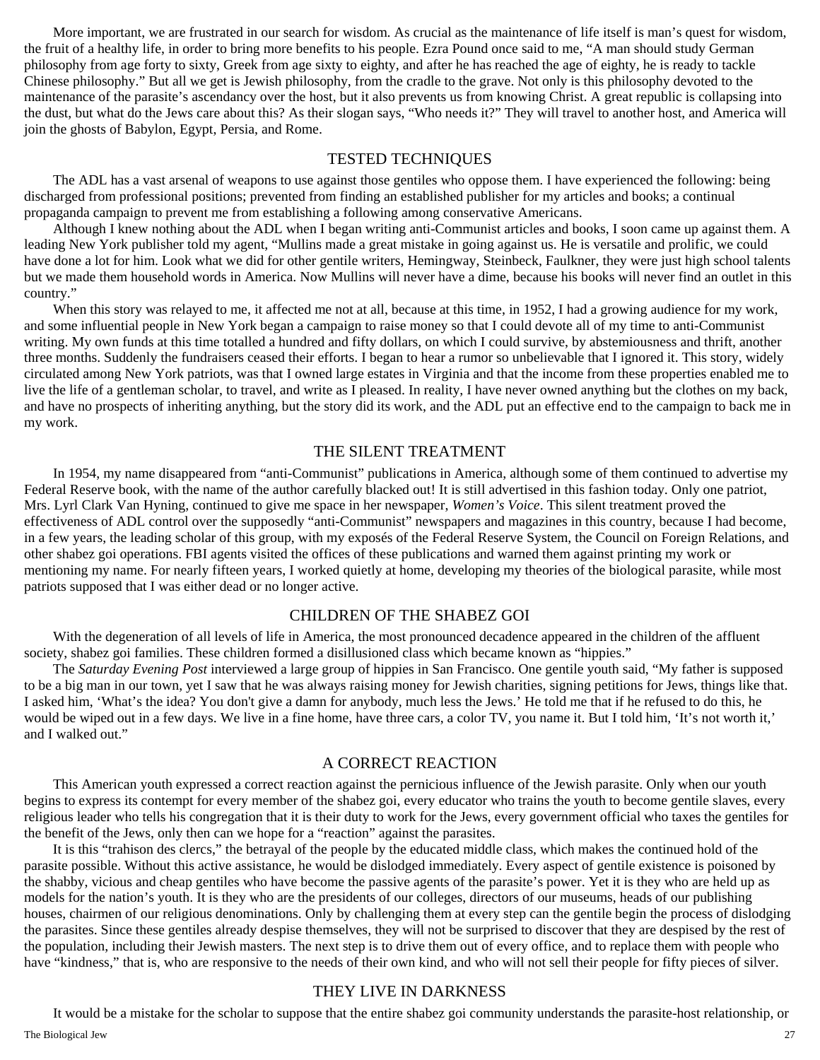More important, we are frustrated in our search for wisdom. As crucial as the maintenance of life itself is man's quest for wisdom, the fruit of a healthy life, in order to bring more benefits to his people. Ezra Pound once said to me, "A man should study German philosophy from age forty to sixty, Greek from age sixty to eighty, and after he has reached the age of eighty, he is ready to tackle Chinese philosophy." But all we get is Jewish philosophy, from the cradle to the grave. Not only is this philosophy devoted to the maintenance of the parasite's ascendancy over the host, but it also prevents us from knowing Christ. A great republic is collapsing into the dust, but what do the Jews care about this? As their slogan says, "Who needs it?" They will travel to another host, and America will join the ghosts of Babylon, Egypt, Persia, and Rome.

## TESTED TECHNIQUES

The ADL has a vast arsenal of weapons to use against those gentiles who oppose them. I have experienced the following: being discharged from professional positions; prevented from finding an established publisher for my articles and books; a continual propaganda campaign to prevent me from establishing a following among conservative Americans.

Although I knew nothing about the ADL when I began writing anti-Communist articles and books, I soon came up against them. A leading New York publisher told my agent, "Mullins made a great mistake in going against us. He is versatile and prolific, we could have done a lot for him. Look what we did for other gentile writers, Hemingway, Steinbeck, Faulkner, they were just high school talents but we made them household words in America. Now Mullins will never have a dime, because his books will never find an outlet in this country."

When this story was relayed to me, it affected me not at all, because at this time, in 1952, I had a growing audience for my work, and some influential people in New York began a campaign to raise money so that I could devote all of my time to anti-Communist writing. My own funds at this time totalled a hundred and fifty dollars, on which I could survive, by abstemiousness and thrift, another three months. Suddenly the fundraisers ceased their efforts. I began to hear a rumor so unbelievable that I ignored it. This story, widely circulated among New York patriots, was that I owned large estates in Virginia and that the income from these properties enabled me to live the life of a gentleman scholar, to travel, and write as I pleased. In reality, I have never owned anything but the clothes on my back, and have no prospects of inheriting anything, but the story did its work, and the ADL put an effective end to the campaign to back me in my work.

## THE SILENT TREATMENT

In 1954, my name disappeared from "anti-Communist" publications in America, although some of them continued to advertise my Federal Reserve book, with the name of the author carefully blacked out! It is still advertised in this fashion today. Only one patriot, Mrs. Lyrl Clark Van Hyning, continued to give me space in her newspaper, *Women's Voice*. This silent treatment proved the effectiveness of ADL control over the supposedly "anti-Communist" newspapers and magazines in this country, because I had become, in a few years, the leading scholar of this group, with my exposés of the Federal Reserve System, the Council on Foreign Relations, and other shabez goi operations. FBI agents visited the offices of these publications and warned them against printing my work or mentioning my name. For nearly fifteen years, I worked quietly at home, developing my theories of the biological parasite, while most patriots supposed that I was either dead or no longer active.

## CHILDREN OF THE SHABEZ GOI

With the degeneration of all levels of life in America, the most pronounced decadence appeared in the children of the affluent society, shabez goi families. These children formed a disillusioned class which became known as "hippies."

The *Saturday Evening Post* interviewed a large group of hippies in San Francisco. One gentile youth said, "My father is supposed to be a big man in our town, yet I saw that he was always raising money for Jewish charities, signing petitions for Jews, things like that. I asked him, 'What's the idea? You don't give a damn for anybody, much less the Jews.' He told me that if he refused to do this, he would be wiped out in a few days. We live in a fine home, have three cars, a color TV, you name it. But I told him, 'It's not worth it,' and I walked out."

## A CORRECT REACTION

This American youth expressed a correct reaction against the pernicious influence of the Jewish parasite. Only when our youth begins to express its contempt for every member of the shabez goi, every educator who trains the youth to become gentile slaves, every religious leader who tells his congregation that it is their duty to work for the Jews, every government official who taxes the gentiles for the benefit of the Jews, only then can we hope for a "reaction" against the parasites.

It is this "trahison des clercs," the betrayal of the people by the educated middle class, which makes the continued hold of the parasite possible. Without this active assistance, he would be dislodged immediately. Every aspect of gentile existence is poisoned by the shabby, vicious and cheap gentiles who have become the passive agents of the parasite's power. Yet it is they who are held up as models for the nation's youth. It is they who are the presidents of our colleges, directors of our museums, heads of our publishing houses, chairmen of our religious denominations. Only by challenging them at every step can the gentile begin the process of dislodging the parasites. Since these gentiles already despise themselves, they will not be surprised to discover that they are despised by the rest of the population, including their Jewish masters. The next step is to drive them out of every office, and to replace them with people who have "kindness," that is, who are responsive to the needs of their own kind, and who will not sell their people for fifty pieces of silver.

## THEY LIVE IN DARKNESS

It would be a mistake for the scholar to suppose that the entire shabez goi community understands the parasite-host relationship, or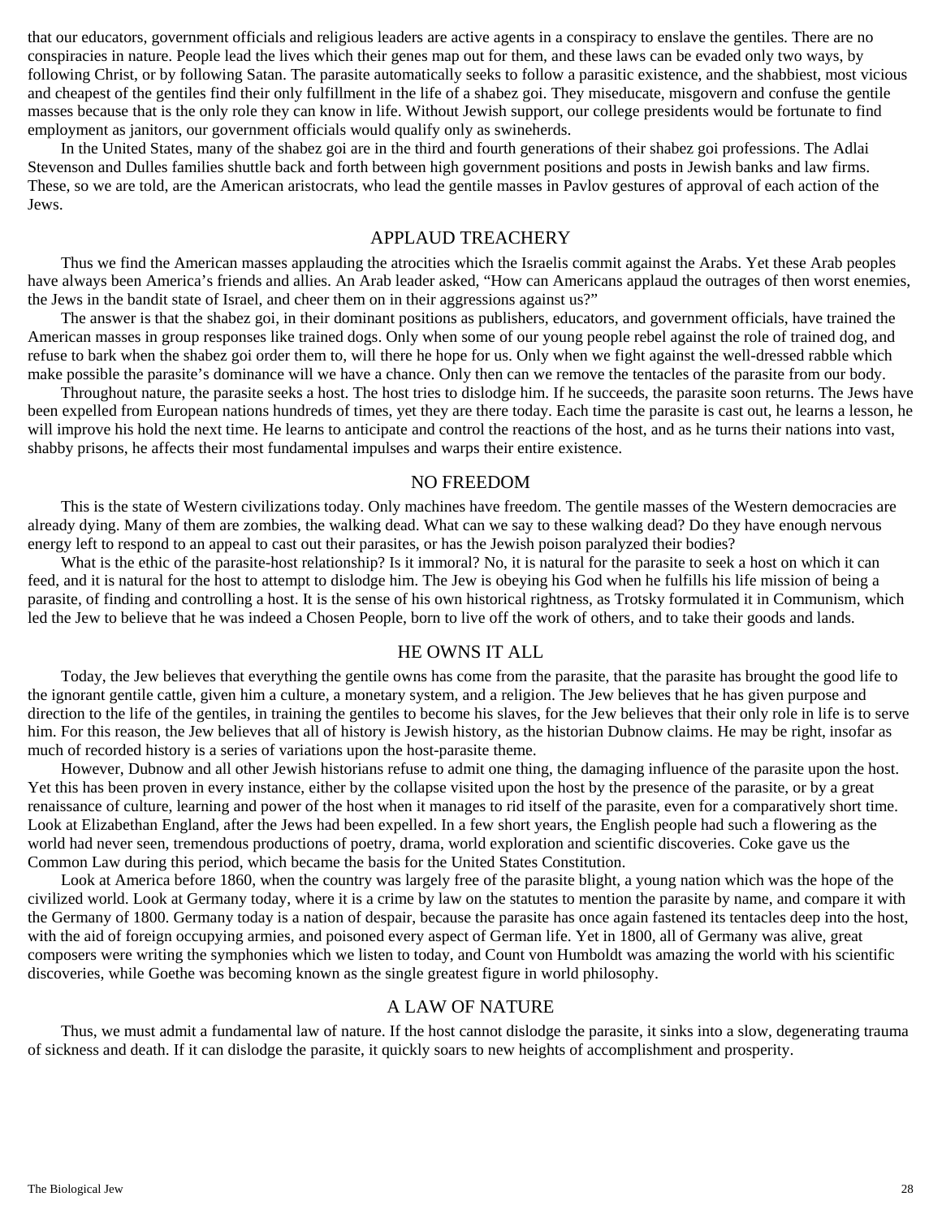that our educators, government officials and religious leaders are active agents in a conspiracy to enslave the gentiles. There are no conspiracies in nature. People lead the lives which their genes map out for them, and these laws can be evaded only two ways, by following Christ, or by following Satan. The parasite automatically seeks to follow a parasitic existence, and the shabbiest, most vicious and cheapest of the gentiles find their only fulfillment in the life of a shabez goi. They miseducate, misgovern and confuse the gentile masses because that is the only role they can know in life. Without Jewish support, our college presidents would be fortunate to find employment as janitors, our government officials would qualify only as swineherds.

In the United States, many of the shabez goi are in the third and fourth generations of their shabez goi professions. The Adlai Stevenson and Dulles families shuttle back and forth between high government positions and posts in Jewish banks and law firms. These, so we are told, are the American aristocrats, who lead the gentile masses in Pavlov gestures of approval of each action of the Jews.

## APPLAUD TREACHERY

Thus we find the American masses applauding the atrocities which the Israelis commit against the Arabs. Yet these Arab peoples have always been America's friends and allies. An Arab leader asked, "How can Americans applaud the outrages of then worst enemies, the Jews in the bandit state of Israel, and cheer them on in their aggressions against us?"

The answer is that the shabez goi, in their dominant positions as publishers, educators, and government officials, have trained the American masses in group responses like trained dogs. Only when some of our young people rebel against the role of trained dog, and refuse to bark when the shabez goi order them to, will there he hope for us. Only when we fight against the well-dressed rabble which make possible the parasite's dominance will we have a chance. Only then can we remove the tentacles of the parasite from our body.

Throughout nature, the parasite seeks a host. The host tries to dislodge him. If he succeeds, the parasite soon returns. The Jews have been expelled from European nations hundreds of times, yet they are there today. Each time the parasite is cast out, he learns a lesson, he will improve his hold the next time. He learns to anticipate and control the reactions of the host, and as he turns their nations into vast, shabby prisons, he affects their most fundamental impulses and warps their entire existence.

## NO FREEDOM

This is the state of Western civilizations today. Only machines have freedom. The gentile masses of the Western democracies are already dying. Many of them are zombies, the walking dead. What can we say to these walking dead? Do they have enough nervous energy left to respond to an appeal to cast out their parasites, or has the Jewish poison paralyzed their bodies?

What is the ethic of the parasite-host relationship? Is it immoral? No, it is natural for the parasite to seek a host on which it can feed, and it is natural for the host to attempt to dislodge him. The Jew is obeying his God when he fulfills his life mission of being a parasite, of finding and controlling a host. It is the sense of his own historical rightness, as Trotsky formulated it in Communism, which led the Jew to believe that he was indeed a Chosen People, born to live off the work of others, and to take their goods and lands.

## HE OWNS IT ALL

Today, the Jew believes that everything the gentile owns has come from the parasite, that the parasite has brought the good life to the ignorant gentile cattle, given him a culture, a monetary system, and a religion. The Jew believes that he has given purpose and direction to the life of the gentiles, in training the gentiles to become his slaves, for the Jew believes that their only role in life is to serve him. For this reason, the Jew believes that all of history is Jewish history, as the historian Dubnow claims. He may be right, insofar as much of recorded history is a series of variations upon the host-parasite theme.

However, Dubnow and all other Jewish historians refuse to admit one thing, the damaging influence of the parasite upon the host. Yet this has been proven in every instance, either by the collapse visited upon the host by the presence of the parasite, or by a great renaissance of culture, learning and power of the host when it manages to rid itself of the parasite, even for a comparatively short time. Look at Elizabethan England, after the Jews had been expelled. In a few short years, the English people had such a flowering as the world had never seen, tremendous productions of poetry, drama, world exploration and scientific discoveries. Coke gave us the Common Law during this period, which became the basis for the United States Constitution.

Look at America before 1860, when the country was largely free of the parasite blight, a young nation which was the hope of the civilized world. Look at Germany today, where it is a crime by law on the statutes to mention the parasite by name, and compare it with the Germany of 1800. Germany today is a nation of despair, because the parasite has once again fastened its tentacles deep into the host, with the aid of foreign occupying armies, and poisoned every aspect of German life. Yet in 1800, all of Germany was alive, great composers were writing the symphonies which we listen to today, and Count von Humboldt was amazing the world with his scientific discoveries, while Goethe was becoming known as the single greatest figure in world philosophy.

## A LAW OF NATURE

Thus, we must admit a fundamental law of nature. If the host cannot dislodge the parasite, it sinks into a slow, degenerating trauma of sickness and death. If it can dislodge the parasite, it quickly soars to new heights of accomplishment and prosperity.